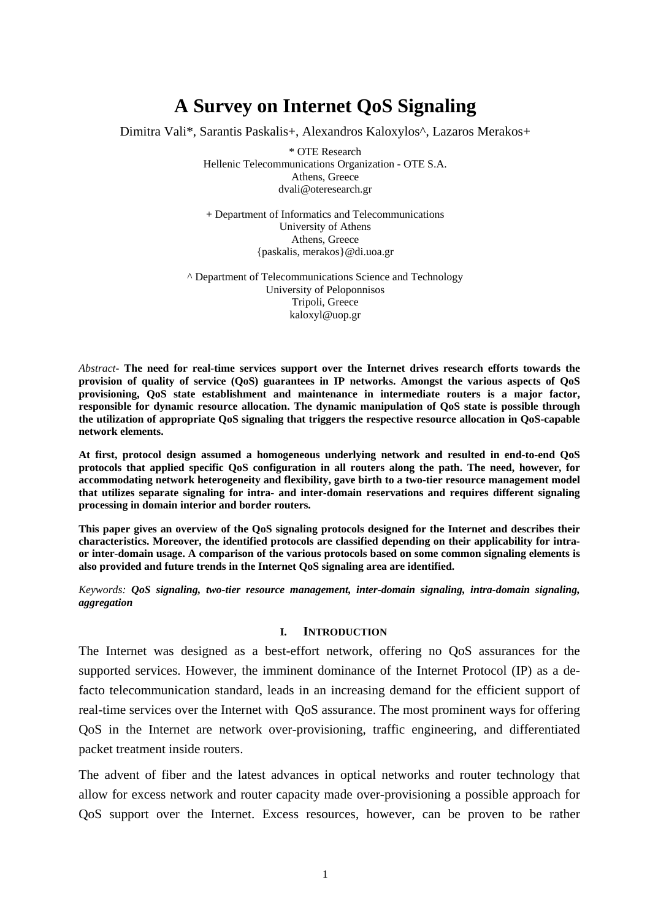# A Survey on Internet QoS Signaling

Dimitra Vali*, Sarantis Paskalis+, Alexandros Kaloxylos^, Lazaros Merakos+

\* OTE Research
Hellenic Telecommunications Organization - OTE S.A.
Athens, Greece
dvali@oteresearch.gr

\+ Department of Informatics and Telecommunications
University of Athens
Athens, Greece
{paskalis, merakos}@di.uoa.gr

^ Department of Telecommunications Science and Technology
University of Peloponnisos
Tripoli, Greece
kaloxyl@uop.gr

*Abstract*- **The need for real-time services support over the Internet drives research efforts towards the provision of quality of service (QoS) guarantees in IP networks. Amongst the various aspects of QoS provisioning, QoS state establishment and maintenance in intermediate routers is a major factor, responsible for dynamic resource allocation. The dynamic manipulation of QoS state is possible through the utilization of appropriate QoS signaling that triggers the respective resource allocation in QoS-capable network elements.**

**At first, protocol design assumed a homogeneous underlying network and resulted in end-to-end QoS protocols that applied specific QoS configuration in all routers along the path. The need, however, for accommodating network heterogeneity and flexibility, gave birth to a two-tier resource management model that utilizes separate signaling for intra- and inter-domain reservations and requires different signaling processing in domain interior and border routers.**

**This paper gives an overview of the QoS signaling protocols designed for the Internet and describes their characteristics. Moreover, the identified protocols are classified depending on their applicability for intra- or inter-domain usage. A comparison of the various protocols based on some common signaling elements is also provided and future trends in the Internet QoS signaling area are identified.**

*Keywords:* ***QoS signaling, two-tier resource management, inter-domain signaling, intra-domain signaling, aggregation***

## I. Introduction

The Internet was designed as a best-effort network, offering no QoS assurances for the supported services. However, the imminent dominance of the Internet Protocol (IP) as a de-facto telecommunication standard, leads in an increasing demand for the efficient support of real-time services over the Internet with QoS assurance. The most prominent ways for offering QoS in the Internet are network over-provisioning, traffic engineering, and differentiated packet treatment inside routers.

The advent of fiber and the latest advances in optical networks and router technology that allow for excess network and router capacity made over-provisioning a possible approach for QoS support over the Internet. Excess resources, however, can be proven to be rather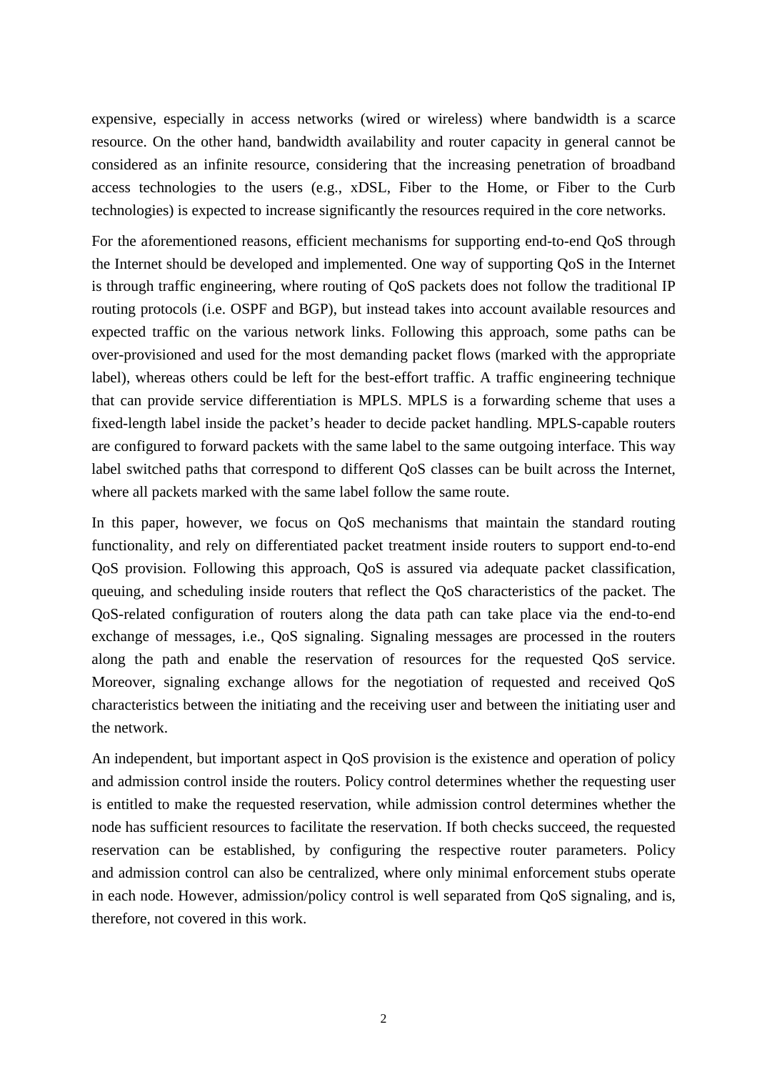expensive, especially in access networks (wired or wireless) where bandwidth is a scarce resource. On the other hand, bandwidth availability and router capacity in general cannot be considered as an infinite resource, considering that the increasing penetration of broadband access technologies to the users (e.g., xDSL, Fiber to the Home, or Fiber to the Curb technologies) is expected to increase significantly the resources required in the core networks.

For the aforementioned reasons, efficient mechanisms for supporting end-to-end QoS through the Internet should be developed and implemented. One way of supporting QoS in the Internet is through traffic engineering, where routing of QoS packets does not follow the traditional IP routing protocols (i.e. OSPF and BGP), but instead takes into account available resources and expected traffic on the various network links. Following this approach, some paths can be over-provisioned and used for the most demanding packet flows (marked with the appropriate label), whereas others could be left for the best-effort traffic. A traffic engineering technique that can provide service differentiation is MPLS. MPLS is a forwarding scheme that uses a fixed-length label inside the packet's header to decide packet handling. MPLS-capable routers are configured to forward packets with the same label to the same outgoing interface. This way label switched paths that correspond to different QoS classes can be built across the Internet, where all packets marked with the same label follow the same route.

In this paper, however, we focus on QoS mechanisms that maintain the standard routing functionality, and rely on differentiated packet treatment inside routers to support end-to-end QoS provision. Following this approach, QoS is assured via adequate packet classification, queuing, and scheduling inside routers that reflect the QoS characteristics of the packet. The QoS-related configuration of routers along the data path can take place via the end-to-end exchange of messages, i.e., QoS signaling. Signaling messages are processed in the routers along the path and enable the reservation of resources for the requested QoS service. Moreover, signaling exchange allows for the negotiation of requested and received QoS characteristics between the initiating and the receiving user and between the initiating user and the network.

An independent, but important aspect in QoS provision is the existence and operation of policy and admission control inside the routers. Policy control determines whether the requesting user is entitled to make the requested reservation, while admission control determines whether the node has sufficient resources to facilitate the reservation. If both checks succeed, the requested reservation can be established, by configuring the respective router parameters. Policy and admission control can also be centralized, where only minimal enforcement stubs operate in each node. However, admission/policy control is well separated from QoS signaling, and is, therefore, not covered in this work.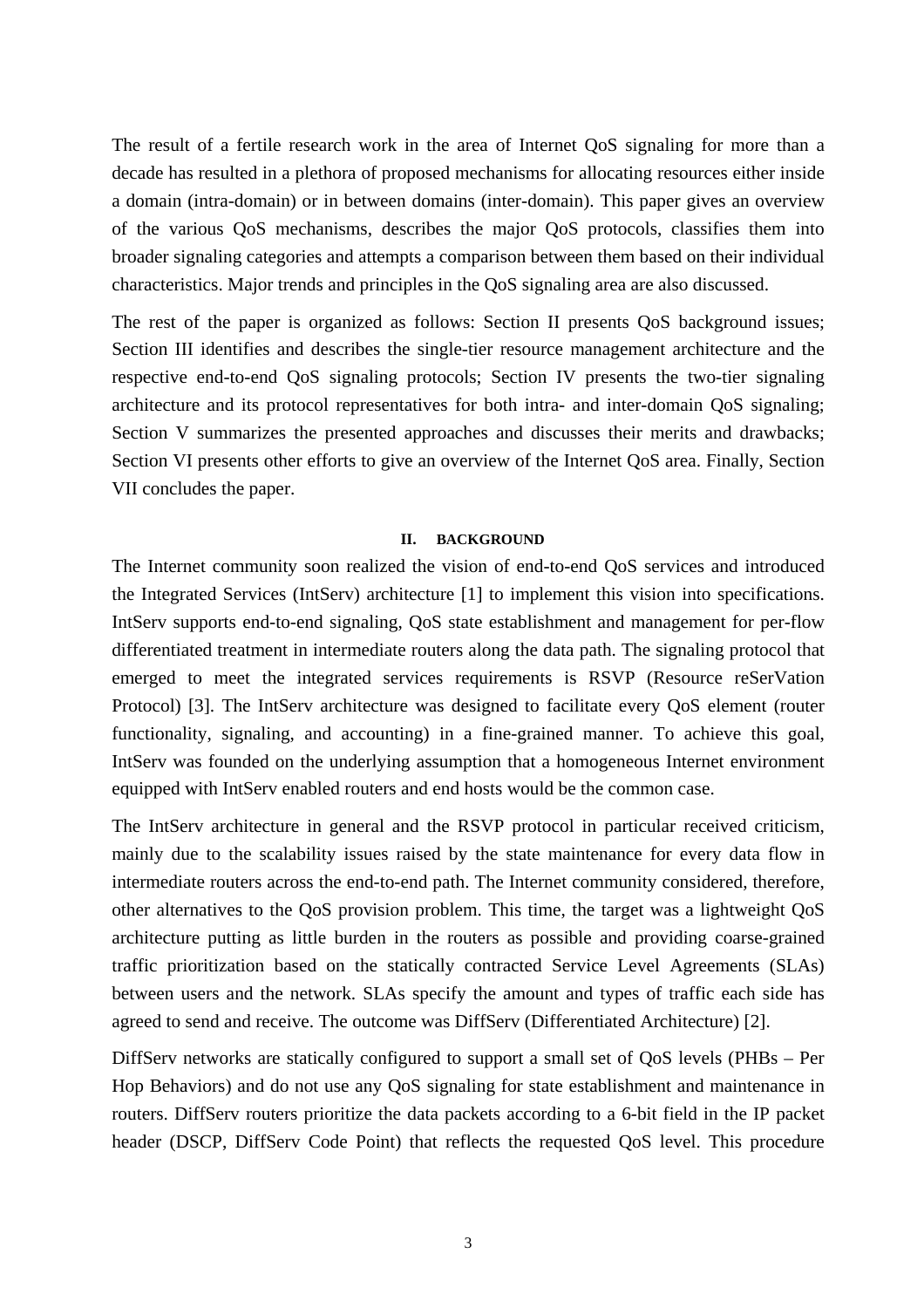The result of a fertile research work in the area of Internet QoS signaling for more than a decade has resulted in a plethora of proposed mechanisms for allocating resources either inside a domain (intra-domain) or in between domains (inter-domain). This paper gives an overview of the various QoS mechanisms, describes the major QoS protocols, classifies them into broader signaling categories and attempts a comparison between them based on their individual characteristics. Major trends and principles in the QoS signaling area are also discussed.

The rest of the paper is organized as follows: Section II presents QoS background issues; Section III identifies and describes the single-tier resource management architecture and the respective end-to-end QoS signaling protocols; Section IV presents the two-tier signaling architecture and its protocol representatives for both intra- and inter-domain QoS signaling; Section V summarizes the presented approaches and discusses their merits and drawbacks; Section VI presents other efforts to give an overview of the Internet QoS area. Finally, Section VII concludes the paper.

## II. BACKGROUND

The Internet community soon realized the vision of end-to-end QoS services and introduced the Integrated Services (IntServ) architecture [1] to implement this vision into specifications. IntServ supports end-to-end signaling, QoS state establishment and management for per-flow differentiated treatment in intermediate routers along the data path. The signaling protocol that emerged to meet the integrated services requirements is RSVP (Resource reSerVation Protocol) [3]. The IntServ architecture was designed to facilitate every QoS element (router functionality, signaling, and accounting) in a fine-grained manner. To achieve this goal, IntServ was founded on the underlying assumption that a homogeneous Internet environment equipped with IntServ enabled routers and end hosts would be the common case.

The IntServ architecture in general and the RSVP protocol in particular received criticism, mainly due to the scalability issues raised by the state maintenance for every data flow in intermediate routers across the end-to-end path. The Internet community considered, therefore, other alternatives to the QoS provision problem. This time, the target was a lightweight QoS architecture putting as little burden in the routers as possible and providing coarse-grained traffic prioritization based on the statically contracted Service Level Agreements (SLAs) between users and the network. SLAs specify the amount and types of traffic each side has agreed to send and receive. The outcome was DiffServ (Differentiated Architecture) [2].

DiffServ networks are statically configured to support a small set of QoS levels (PHBs – Per Hop Behaviors) and do not use any QoS signaling for state establishment and maintenance in routers. DiffServ routers prioritize the data packets according to a 6-bit field in the IP packet header (DSCP, DiffServ Code Point) that reflects the requested QoS level. This procedure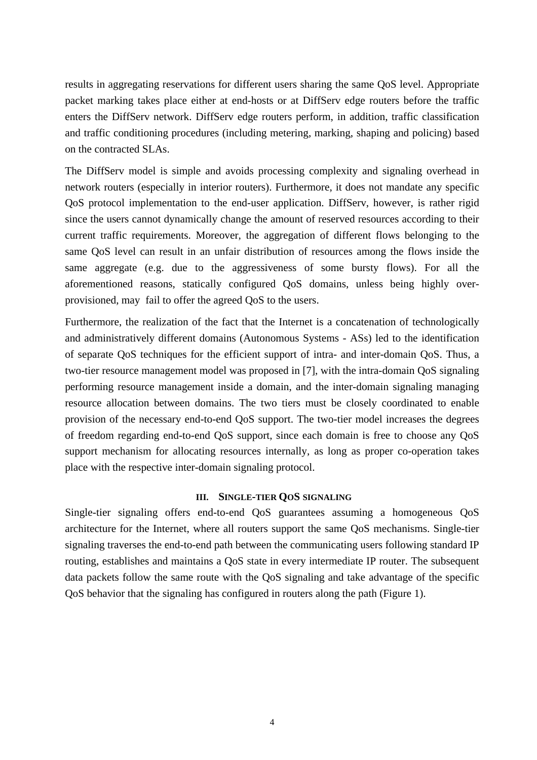results in aggregating reservations for different users sharing the same QoS level. Appropriate packet marking takes place either at end-hosts or at DiffServ edge routers before the traffic enters the DiffServ network. DiffServ edge routers perform, in addition, traffic classification and traffic conditioning procedures (including metering, marking, shaping and policing) based on the contracted SLAs.

The DiffServ model is simple and avoids processing complexity and signaling overhead in network routers (especially in interior routers). Furthermore, it does not mandate any specific QoS protocol implementation to the end-user application. DiffServ, however, is rather rigid since the users cannot dynamically change the amount of reserved resources according to their current traffic requirements. Moreover, the aggregation of different flows belonging to the same QoS level can result in an unfair distribution of resources among the flows inside the same aggregate (e.g. due to the aggressiveness of some bursty flows). For all the aforementioned reasons, statically configured QoS domains, unless being highly over-provisioned, may fail to offer the agreed QoS to the users.

Furthermore, the realization of the fact that the Internet is a concatenation of technologically and administratively different domains (Autonomous Systems - ASs) led to the identification of separate QoS techniques for the efficient support of intra- and inter-domain QoS. Thus, a two-tier resource management model was proposed in [7], with the intra-domain QoS signaling performing resource management inside a domain, and the inter-domain signaling managing resource allocation between domains. The two tiers must be closely coordinated to enable provision of the necessary end-to-end QoS support. The two-tier model increases the degrees of freedom regarding end-to-end QoS support, since each domain is free to choose any QoS support mechanism for allocating resources internally, as long as proper co-operation takes place with the respective inter-domain signaling protocol.

## III. Single-tier QoS signaling

Single-tier signaling offers end-to-end QoS guarantees assuming a homogeneous QoS architecture for the Internet, where all routers support the same QoS mechanisms. Single-tier signaling traverses the end-to-end path between the communicating users following standard IP routing, establishes and maintains a QoS state in every intermediate IP router. The subsequent data packets follow the same route with the QoS signaling and take advantage of the specific QoS behavior that the signaling has configured in routers along the path (Figure 1).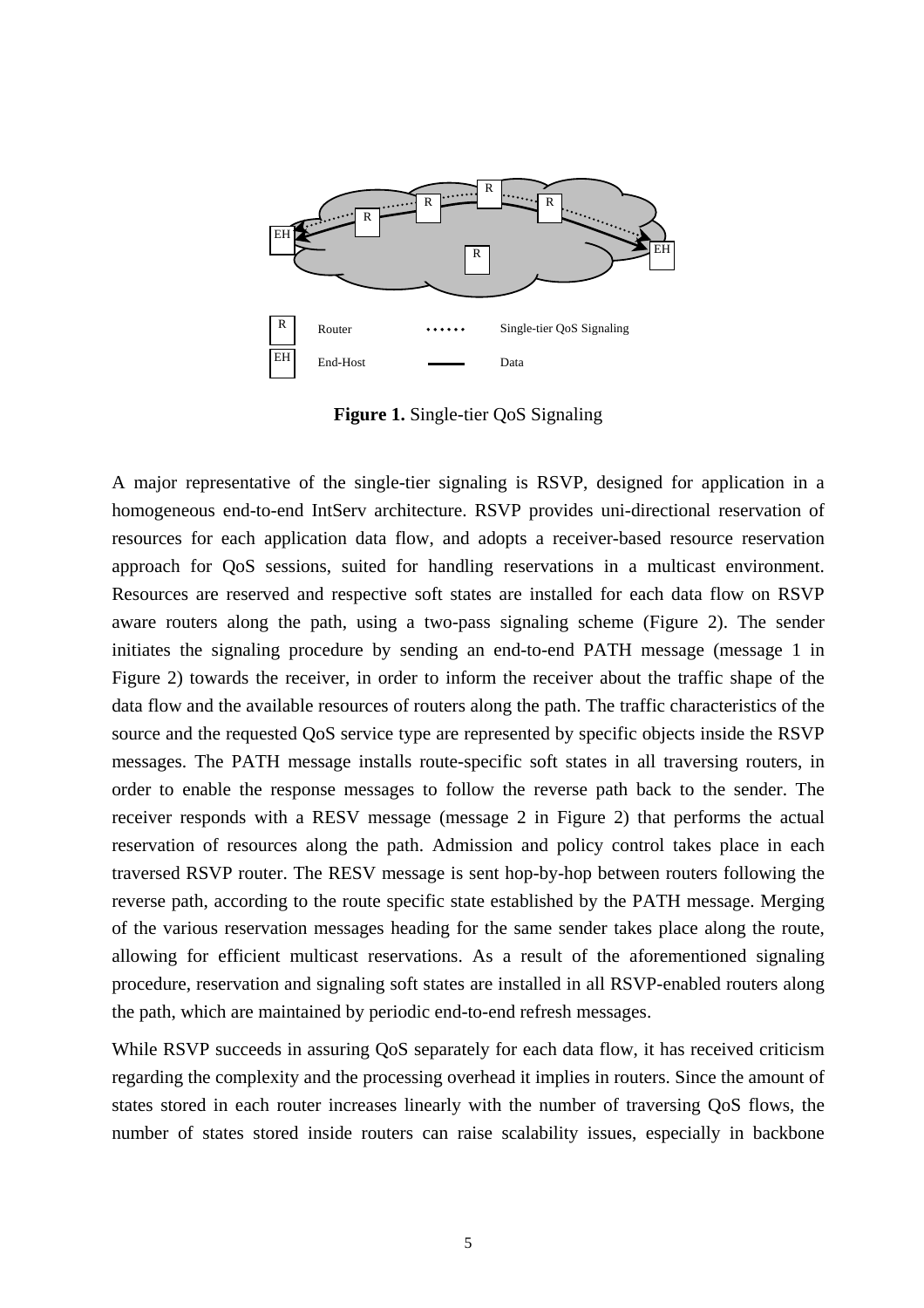**Figure 1.** Single-tier QoS Signaling

A major representative of the single-tier signaling is RSVP, designed for application in a homogeneous end-to-end IntServ architecture. RSVP provides uni-directional reservation of resources for each application data flow, and adopts a receiver-based resource reservation approach for QoS sessions, suited for handling reservations in a multicast environment. Resources are reserved and respective soft states are installed for each data flow on RSVP aware routers along the path, using a two-pass signaling scheme (Figure 2). The sender initiates the signaling procedure by sending an end-to-end PATH message (message 1 in Figure 2) towards the receiver, in order to inform the receiver about the traffic shape of the data flow and the available resources of routers along the path. The traffic characteristics of the source and the requested QoS service type are represented by specific objects inside the RSVP messages. The PATH message installs route-specific soft states in all traversing routers, in order to enable the response messages to follow the reverse path back to the sender. The receiver responds with a RESV message (message 2 in Figure 2) that performs the actual reservation of resources along the path. Admission and policy control takes place in each traversed RSVP router. The RESV message is sent hop-by-hop between routers following the reverse path, according to the route specific state established by the PATH message. Merging of the various reservation messages heading for the same sender takes place along the route, allowing for efficient multicast reservations. As a result of the aforementioned signaling procedure, reservation and signaling soft states are installed in all RSVP-enabled routers along the path, which are maintained by periodic end-to-end refresh messages.

While RSVP succeeds in assuring QoS separately for each data flow, it has received criticism regarding the complexity and the processing overhead it implies in routers. Since the amount of states stored in each router increases linearly with the number of traversing QoS flows, the number of states stored inside routers can raise scalability issues, especially in backbone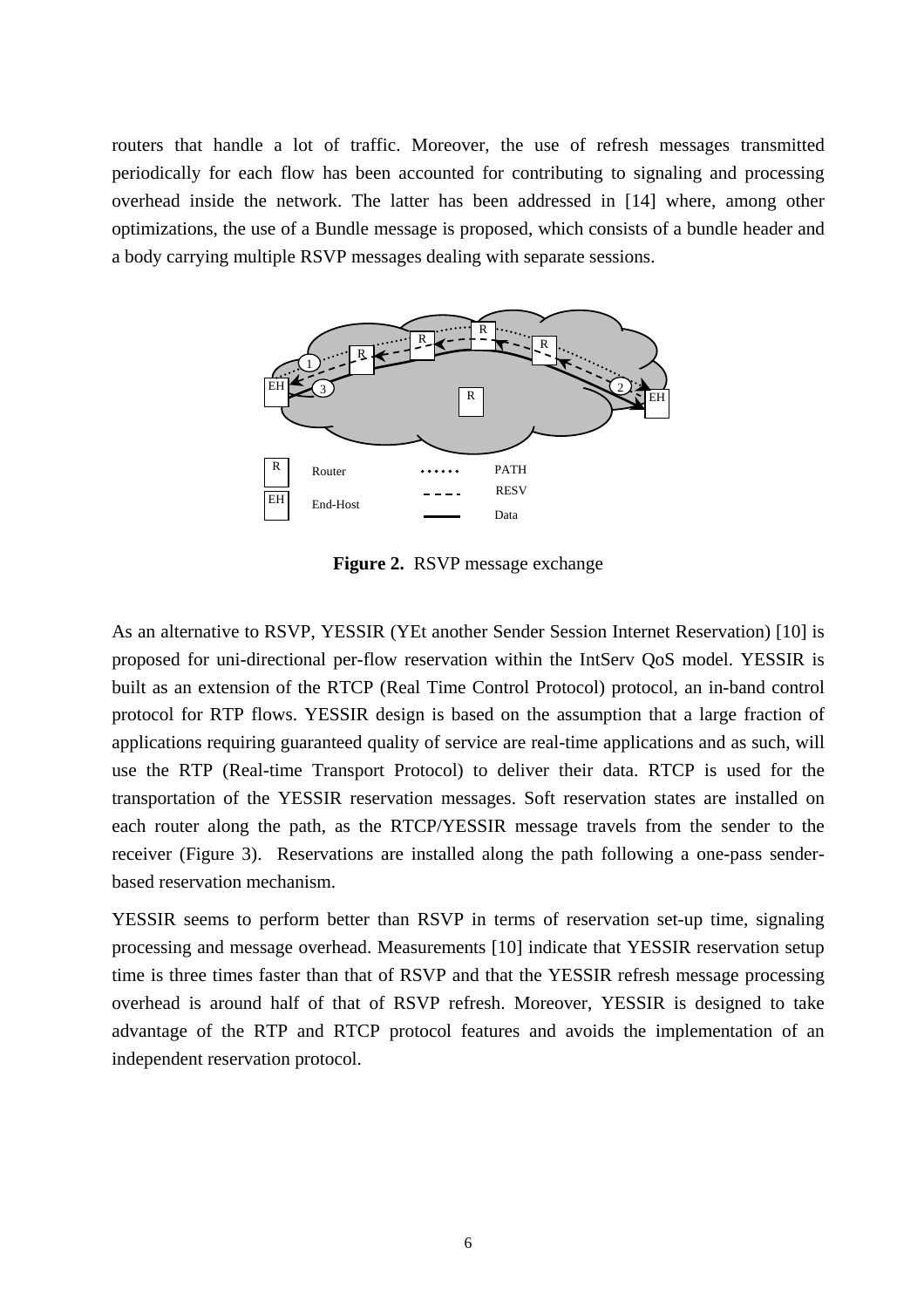routers that handle a lot of traffic. Moreover, the use of refresh messages transmitted periodically for each flow has been accounted for contributing to signaling and processing overhead inside the network. The latter has been addressed in [14] where, among other optimizations, the use of a Bundle message is proposed, which consists of a bundle header and a body carrying multiple RSVP messages dealing with separate sessions.

**Figure 2.** RSVP message exchange

As an alternative to RSVP, YESSIR (YEt another Sender Session Internet Reservation) [10] is proposed for uni-directional per-flow reservation within the IntServ QoS model. YESSIR is built as an extension of the RTCP (Real Time Control Protocol) protocol, an in-band control protocol for RTP flows. YESSIR design is based on the assumption that a large fraction of applications requiring guaranteed quality of service are real-time applications and as such, will use the RTP (Real-time Transport Protocol) to deliver their data. RTCP is used for the transportation of the YESSIR reservation messages. Soft reservation states are installed on each router along the path, as the RTCP/YESSIR message travels from the sender to the receiver (Figure 3). Reservations are installed along the path following a one-pass sender-based reservation mechanism.

YESSIR seems to perform better than RSVP in terms of reservation set-up time, signaling processing and message overhead. Measurements [10] indicate that YESSIR reservation setup time is three times faster than that of RSVP and that the YESSIR refresh message processing overhead is around half of that of RSVP refresh. Moreover, YESSIR is designed to take advantage of the RTP and RTCP protocol features and avoids the implementation of an independent reservation protocol.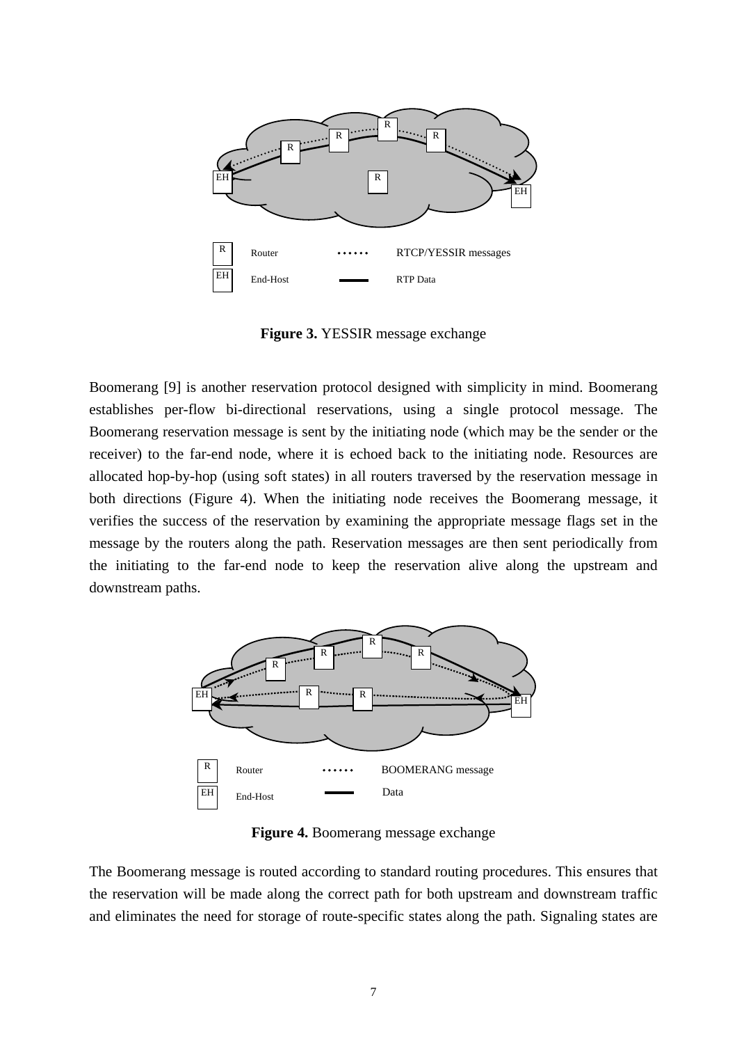**Figure 3.** YESSIR message exchange

Boomerang [9] is another reservation protocol designed with simplicity in mind. Boomerang establishes per-flow bi-directional reservations, using a single protocol message. The Boomerang reservation message is sent by the initiating node (which may be the sender or the receiver) to the far-end node, where it is echoed back to the initiating node. Resources are allocated hop-by-hop (using soft states) in all routers traversed by the reservation message in both directions (Figure 4). When the initiating node receives the Boomerang message, it verifies the success of the reservation by examining the appropriate message flags set in the message by the routers along the path. Reservation messages are then sent periodically from the initiating to the far-end node to keep the reservation alive along the upstream and downstream paths.

**Figure 4.** Boomerang message exchange

The Boomerang message is routed according to standard routing procedures. This ensures that the reservation will be made along the correct path for both upstream and downstream traffic and eliminates the need for storage of route-specific states along the path. Signaling states are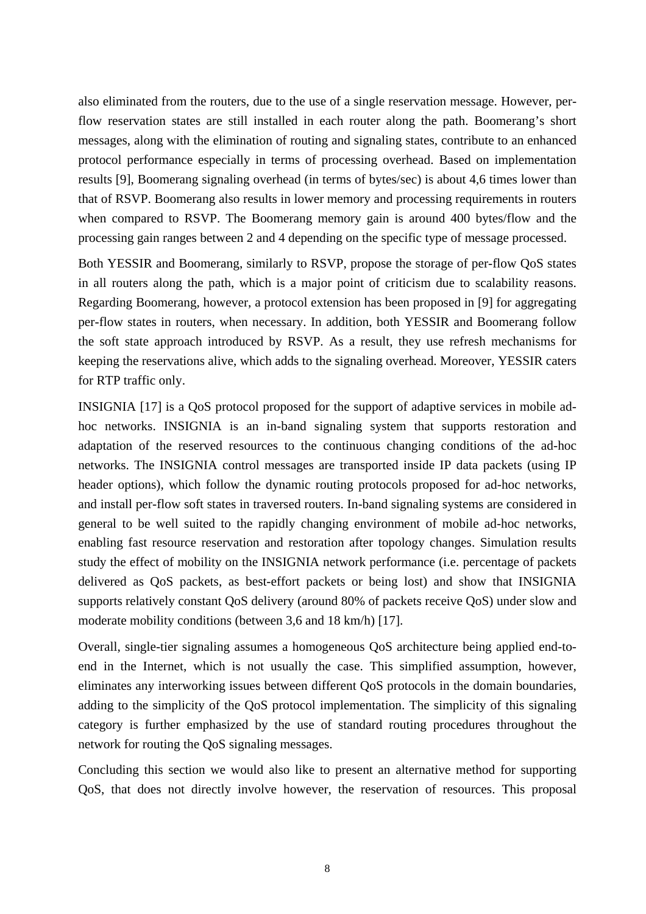also eliminated from the routers, due to the use of a single reservation message. However, per-flow reservation states are still installed in each router along the path. Boomerang's short messages, along with the elimination of routing and signaling states, contribute to an enhanced protocol performance especially in terms of processing overhead. Based on implementation results [9], Boomerang signaling overhead (in terms of bytes/sec) is about 4,6 times lower than that of RSVP. Boomerang also results in lower memory and processing requirements in routers when compared to RSVP. The Boomerang memory gain is around 400 bytes/flow and the processing gain ranges between 2 and 4 depending on the specific type of message processed.

Both YESSIR and Boomerang, similarly to RSVP, propose the storage of per-flow QoS states in all routers along the path, which is a major point of criticism due to scalability reasons. Regarding Boomerang, however, a protocol extension has been proposed in [9] for aggregating per-flow states in routers, when necessary. In addition, both YESSIR and Boomerang follow the soft state approach introduced by RSVP. As a result, they use refresh mechanisms for keeping the reservations alive, which adds to the signaling overhead. Moreover, YESSIR caters for RTP traffic only.

INSIGNIA [17] is a QoS protocol proposed for the support of adaptive services in mobile ad-hoc networks. INSIGNIA is an in-band signaling system that supports restoration and adaptation of the reserved resources to the continuous changing conditions of the ad-hoc networks. The INSIGNIA control messages are transported inside IP data packets (using IP header options), which follow the dynamic routing protocols proposed for ad-hoc networks, and install per-flow soft states in traversed routers. In-band signaling systems are considered in general to be well suited to the rapidly changing environment of mobile ad-hoc networks, enabling fast resource reservation and restoration after topology changes. Simulation results study the effect of mobility on the INSIGNIA network performance (i.e. percentage of packets delivered as QoS packets, as best-effort packets or being lost) and show that INSIGNIA supports relatively constant QoS delivery (around 80% of packets receive QoS) under slow and moderate mobility conditions (between 3,6 and 18 km/h) [17].

Overall, single-tier signaling assumes a homogeneous QoS architecture being applied end-to-end in the Internet, which is not usually the case. This simplified assumption, however, eliminates any interworking issues between different QoS protocols in the domain boundaries, adding to the simplicity of the QoS protocol implementation. The simplicity of this signaling category is further emphasized by the use of standard routing procedures throughout the network for routing the QoS signaling messages.

Concluding this section we would also like to present an alternative method for supporting QoS, that does not directly involve however, the reservation of resources. This proposal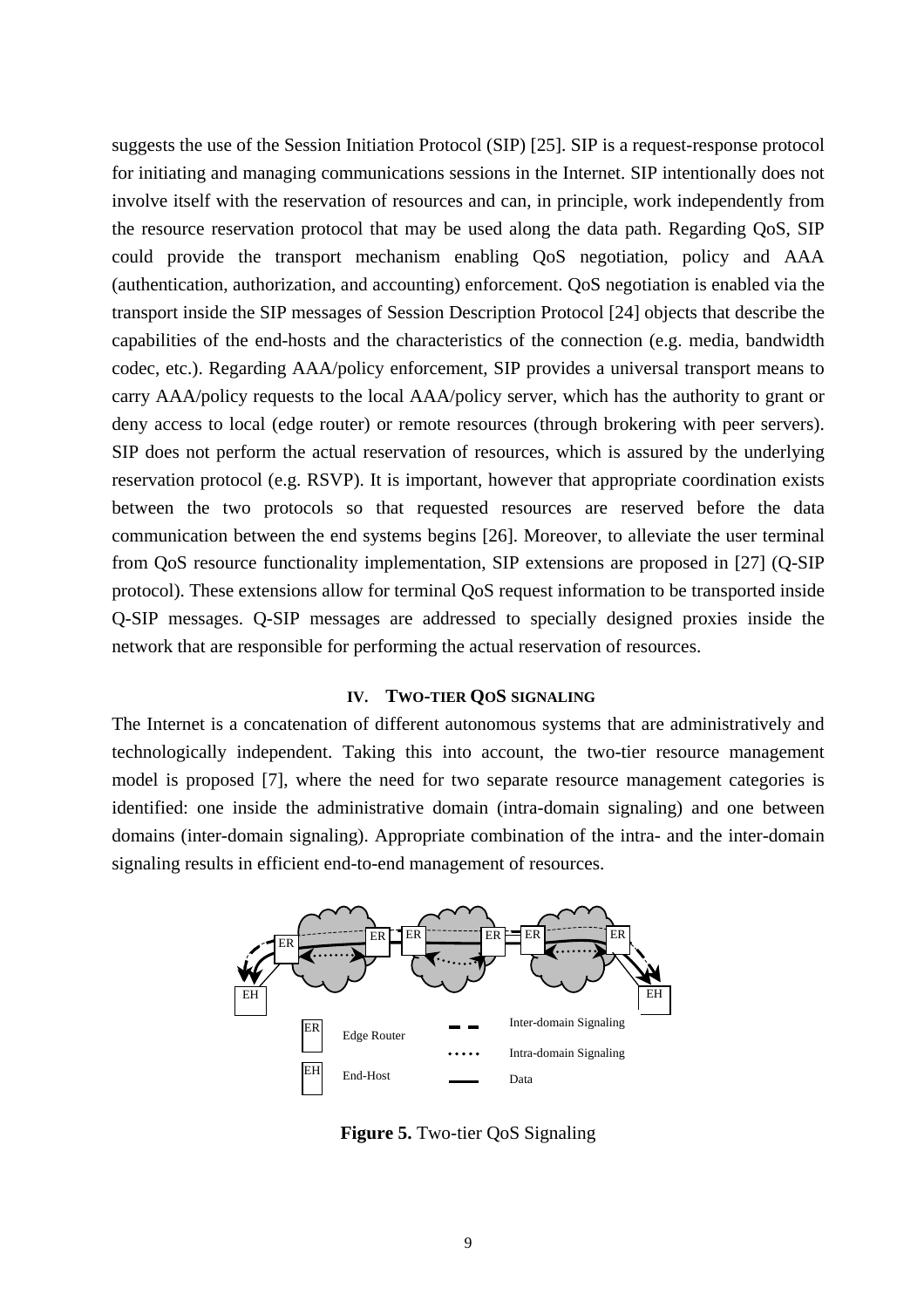suggests the use of the Session Initiation Protocol (SIP) [25]. SIP is a request-response protocol for initiating and managing communications sessions in the Internet. SIP intentionally does not involve itself with the reservation of resources and can, in principle, work independently from the resource reservation protocol that may be used along the data path. Regarding QoS, SIP could provide the transport mechanism enabling QoS negotiation, policy and AAA (authentication, authorization, and accounting) enforcement. QoS negotiation is enabled via the transport inside the SIP messages of Session Description Protocol [24] objects that describe the capabilities of the end-hosts and the characteristics of the connection (e.g. media, bandwidth codec, etc.). Regarding AAA/policy enforcement, SIP provides a universal transport means to carry AAA/policy requests to the local AAA/policy server, which has the authority to grant or deny access to local (edge router) or remote resources (through brokering with peer servers). SIP does not perform the actual reservation of resources, which is assured by the underlying reservation protocol (e.g. RSVP). It is important, however that appropriate coordination exists between the two protocols so that requested resources are reserved before the data communication between the end systems begins [26]. Moreover, to alleviate the user terminal from QoS resource functionality implementation, SIP extensions are proposed in [27] (Q-SIP protocol). These extensions allow for terminal QoS request information to be transported inside Q-SIP messages. Q-SIP messages are addressed to specially designed proxies inside the network that are responsible for performing the actual reservation of resources.

## IV. TWO-TIER QOS SIGNALING

The Internet is a concatenation of different autonomous systems that are administratively and technologically independent. Taking this into account, the two-tier resource management model is proposed [7], where the need for two separate resource management categories is identified: one inside the administrative domain (intra-domain signaling) and one between domains (inter-domain signaling). Appropriate combination of the intra- and the inter-domain signaling results in efficient end-to-end management of resources.

**Figure 5.** Two-tier QoS Signaling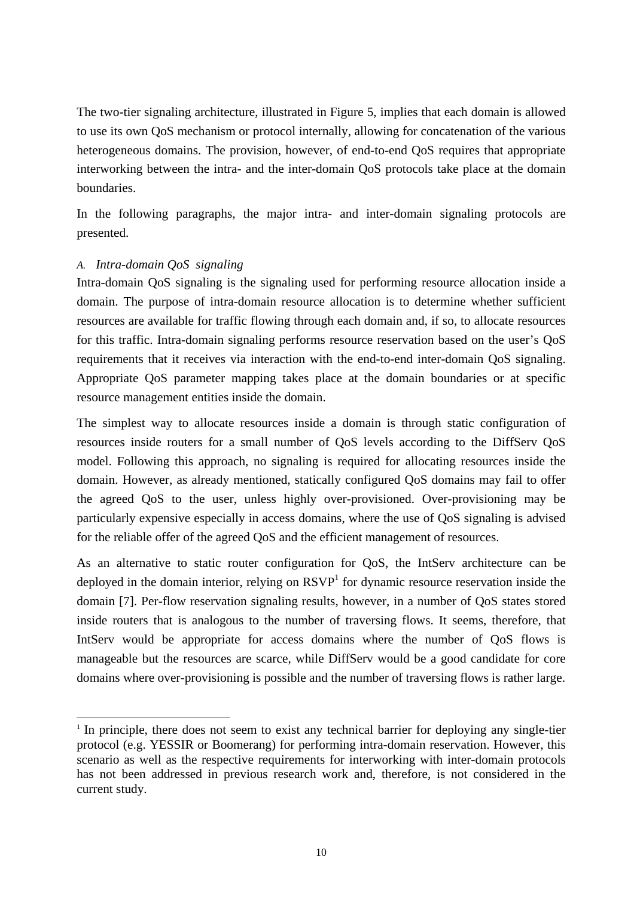The two-tier signaling architecture, illustrated in Figure 5, implies that each domain is allowed to use its own QoS mechanism or protocol internally, allowing for concatenation of the various heterogeneous domains. The provision, however, of end-to-end QoS requires that appropriate interworking between the intra- and the inter-domain QoS protocols take place at the domain boundaries.

In the following paragraphs, the major intra- and inter-domain signaling protocols are presented.

### *A. Intra-domain QoS signaling*

Intra-domain QoS signaling is the signaling used for performing resource allocation inside a domain. The purpose of intra-domain resource allocation is to determine whether sufficient resources are available for traffic flowing through each domain and, if so, to allocate resources for this traffic. Intra-domain signaling performs resource reservation based on the user's QoS requirements that it receives via interaction with the end-to-end inter-domain QoS signaling. Appropriate QoS parameter mapping takes place at the domain boundaries or at specific resource management entities inside the domain.

The simplest way to allocate resources inside a domain is through static configuration of resources inside routers for a small number of QoS levels according to the DiffServ QoS model. Following this approach, no signaling is required for allocating resources inside the domain. However, as already mentioned, statically configured QoS domains may fail to offer the agreed QoS to the user, unless highly over-provisioned. Over-provisioning may be particularly expensive especially in access domains, where the use of QoS signaling is advised for the reliable offer of the agreed QoS and the efficient management of resources.

As an alternative to static router configuration for QoS, the IntServ architecture can be deployed in the domain interior, relying on RSVP[1] for dynamic resource reservation inside the domain [7]. Per-flow reservation signaling results, however, in a number of QoS states stored inside routers that is analogous to the number of traversing flows. It seems, therefore, that IntServ would be appropriate for access domains where the number of QoS flows is manageable but the resources are scarce, while DiffServ would be a good candidate for core domains where over-provisioning is possible and the number of traversing flows is rather large.

[1] In principle, there does not seem to exist any technical barrier for deploying any single-tier protocol (e.g. YESSIR or Boomerang) for performing intra-domain reservation. However, this scenario as well as the respective requirements for interworking with inter-domain protocols has not been addressed in previous research work and, therefore, is not considered in the current study.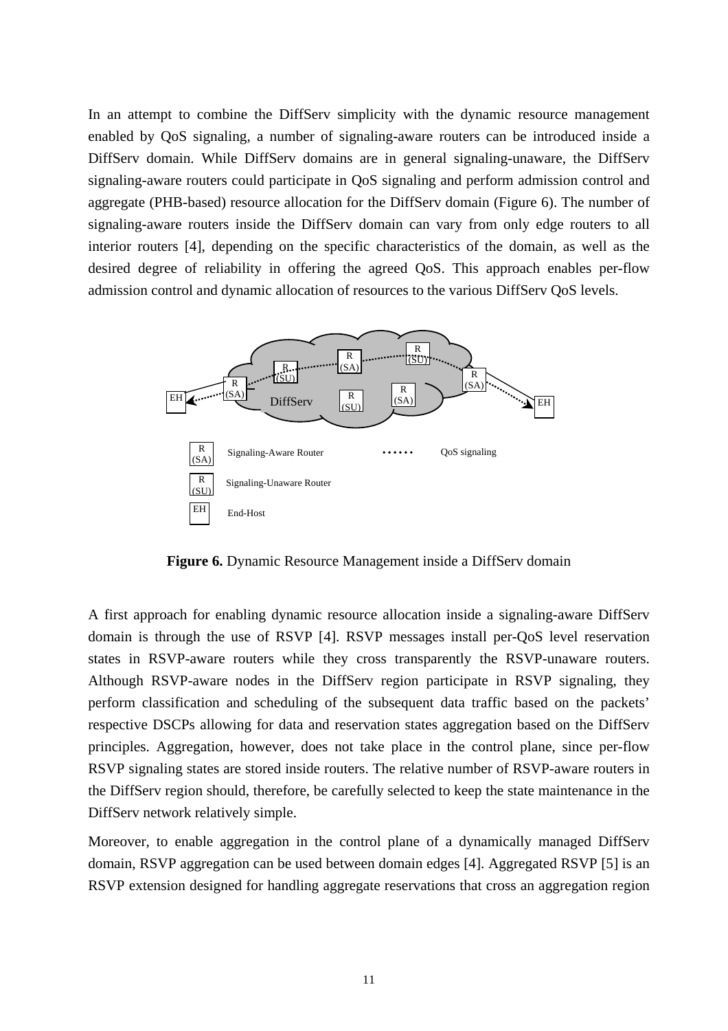In an attempt to combine the DiffServ simplicity with the dynamic resource management enabled by QoS signaling, a number of signaling-aware routers can be introduced inside a DiffServ domain. While DiffServ domains are in general signaling-unaware, the DiffServ signaling-aware routers could participate in QoS signaling and perform admission control and aggregate (PHB-based) resource allocation for the DiffServ domain (Figure 6). The number of signaling-aware routers inside the DiffServ domain can vary from only edge routers to all interior routers [4], depending on the specific characteristics of the domain, as well as the desired degree of reliability in offering the agreed QoS. This approach enables per-flow admission control and dynamic allocation of resources to the various DiffServ QoS levels.

**Figure 6.** Dynamic Resource Management inside a DiffServ domain

A first approach for enabling dynamic resource allocation inside a signaling-aware DiffServ domain is through the use of RSVP [4]. RSVP messages install per-QoS level reservation states in RSVP-aware routers while they cross transparently the RSVP-unaware routers. Although RSVP-aware nodes in the DiffServ region participate in RSVP signaling, they perform classification and scheduling of the subsequent data traffic based on the packets' respective DSCPs allowing for data and reservation states aggregation based on the DiffServ principles. Aggregation, however, does not take place in the control plane, since per-flow RSVP signaling states are stored inside routers. The relative number of RSVP-aware routers in the DiffServ region should, therefore, be carefully selected to keep the state maintenance in the DiffServ network relatively simple.

Moreover, to enable aggregation in the control plane of a dynamically managed DiffServ domain, RSVP aggregation can be used between domain edges [4]. Aggregated RSVP [5] is an RSVP extension designed for handling aggregate reservations that cross an aggregation region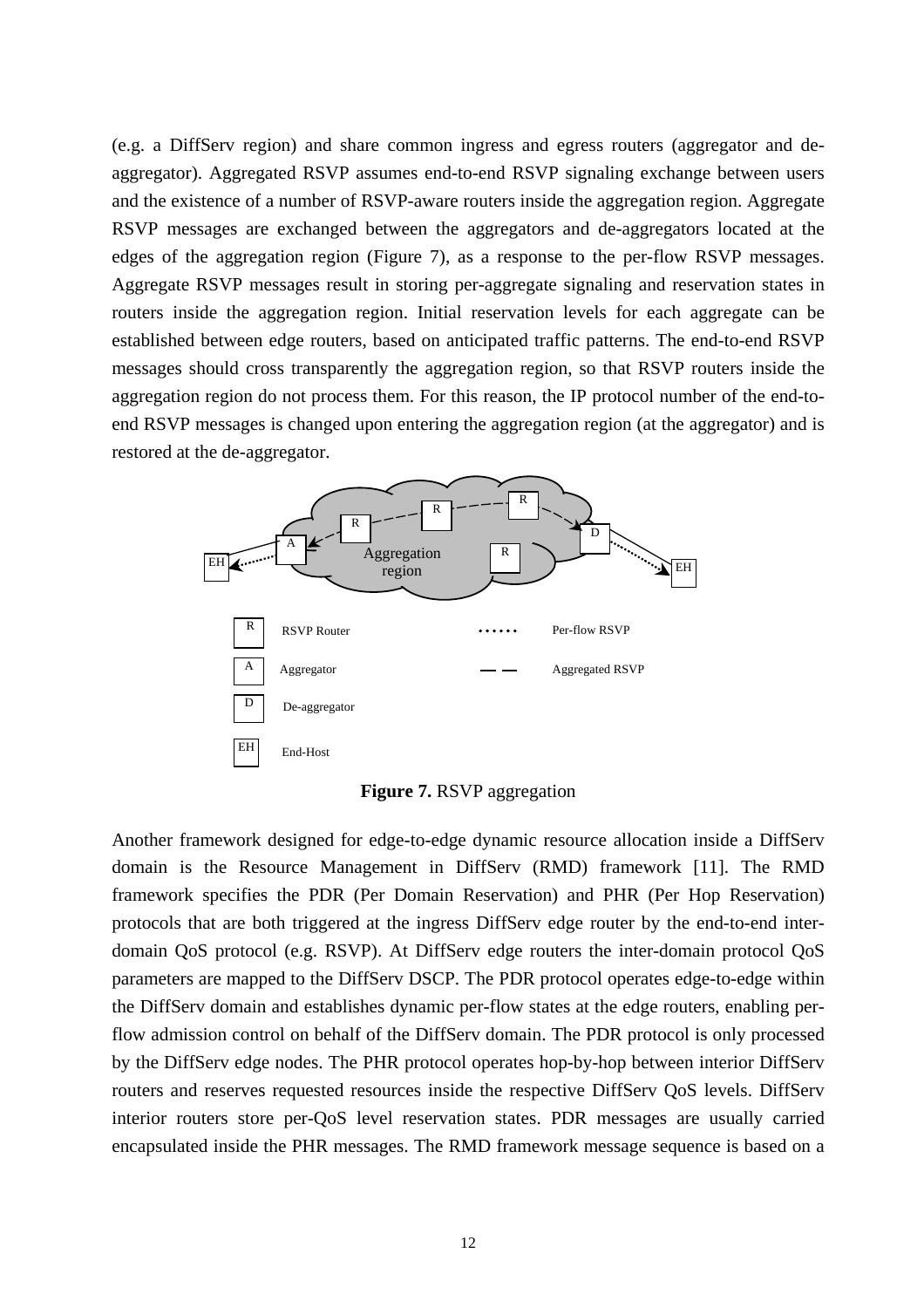(e.g. a DiffServ region) and share common ingress and egress routers (aggregator and de-aggregator). Aggregated RSVP assumes end-to-end RSVP signaling exchange between users and the existence of a number of RSVP-aware routers inside the aggregation region. Aggregate RSVP messages are exchanged between the aggregators and de-aggregators located at the edges of the aggregation region (Figure 7), as a response to the per-flow RSVP messages. Aggregate RSVP messages result in storing per-aggregate signaling and reservation states in routers inside the aggregation region. Initial reservation levels for each aggregate can be established between edge routers, based on anticipated traffic patterns. The end-to-end RSVP messages should cross transparently the aggregation region, so that RSVP routers inside the aggregation region do not process them. For this reason, the IP protocol number of the end-to-end RSVP messages is changed upon entering the aggregation region (at the aggregator) and is restored at the de-aggregator.

**Figure 7.** RSVP aggregation

Another framework designed for edge-to-edge dynamic resource allocation inside a DiffServ domain is the Resource Management in DiffServ (RMD) framework [11]. The RMD framework specifies the PDR (Per Domain Reservation) and PHR (Per Hop Reservation) protocols that are both triggered at the ingress DiffServ edge router by the end-to-end inter-domain QoS protocol (e.g. RSVP). At DiffServ edge routers the inter-domain protocol QoS parameters are mapped to the DiffServ DSCP. The PDR protocol operates edge-to-edge within the DiffServ domain and establishes dynamic per-flow states at the edge routers, enabling per-flow admission control on behalf of the DiffServ domain. The PDR protocol is only processed by the DiffServ edge nodes. The PHR protocol operates hop-by-hop between interior DiffServ routers and reserves requested resources inside the respective DiffServ QoS levels. DiffServ interior routers store per-QoS level reservation states. PDR messages are usually carried encapsulated inside the PHR messages. The RMD framework message sequence is based on a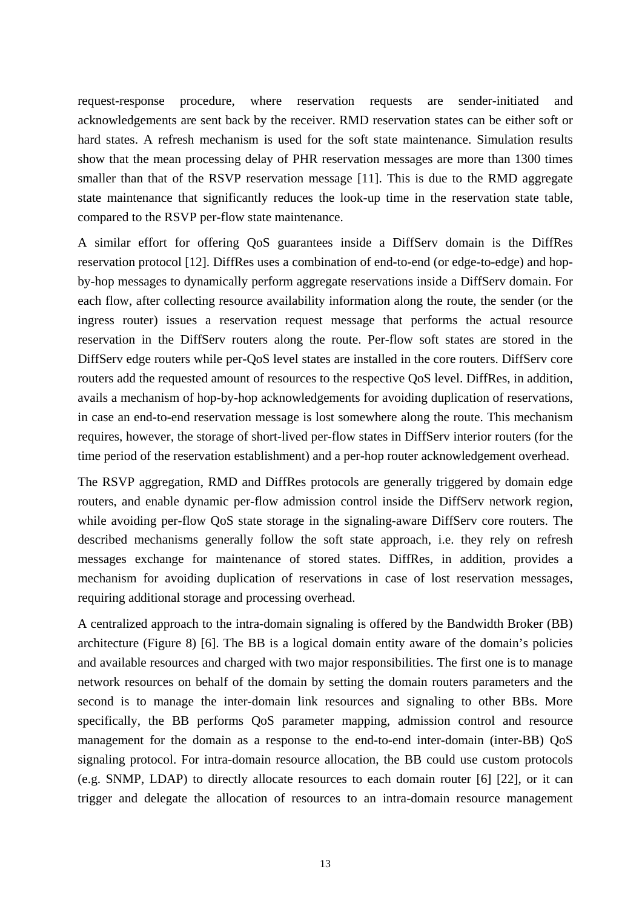request-response procedure, where reservation requests are sender-initiated and acknowledgements are sent back by the receiver. RMD reservation states can be either soft or hard states. A refresh mechanism is used for the soft state maintenance. Simulation results show that the mean processing delay of PHR reservation messages are more than 1300 times smaller than that of the RSVP reservation message [11]. This is due to the RMD aggregate state maintenance that significantly reduces the look-up time in the reservation state table, compared to the RSVP per-flow state maintenance.

A similar effort for offering QoS guarantees inside a DiffServ domain is the DiffRes reservation protocol [12]. DiffRes uses a combination of end-to-end (or edge-to-edge) and hop-by-hop messages to dynamically perform aggregate reservations inside a DiffServ domain. For each flow, after collecting resource availability information along the route, the sender (or the ingress router) issues a reservation request message that performs the actual resource reservation in the DiffServ routers along the route. Per-flow soft states are stored in the DiffServ edge routers while per-QoS level states are installed in the core routers. DiffServ core routers add the requested amount of resources to the respective QoS level. DiffRes, in addition, avails a mechanism of hop-by-hop acknowledgements for avoiding duplication of reservations, in case an end-to-end reservation message is lost somewhere along the route. This mechanism requires, however, the storage of short-lived per-flow states in DiffServ interior routers (for the time period of the reservation establishment) and a per-hop router acknowledgement overhead.

The RSVP aggregation, RMD and DiffRes protocols are generally triggered by domain edge routers, and enable dynamic per-flow admission control inside the DiffServ network region, while avoiding per-flow QoS state storage in the signaling-aware DiffServ core routers. The described mechanisms generally follow the soft state approach, i.e. they rely on refresh messages exchange for maintenance of stored states. DiffRes, in addition, provides a mechanism for avoiding duplication of reservations in case of lost reservation messages, requiring additional storage and processing overhead.

A centralized approach to the intra-domain signaling is offered by the Bandwidth Broker (BB) architecture (Figure 8) [6]. The BB is a logical domain entity aware of the domain's policies and available resources and charged with two major responsibilities. The first one is to manage network resources on behalf of the domain by setting the domain routers parameters and the second is to manage the inter-domain link resources and signaling to other BBs. More specifically, the BB performs QoS parameter mapping, admission control and resource management for the domain as a response to the end-to-end inter-domain (inter-BB) QoS signaling protocol. For intra-domain resource allocation, the BB could use custom protocols (e.g. SNMP, LDAP) to directly allocate resources to each domain router [6] [22], or it can trigger and delegate the allocation of resources to an intra-domain resource management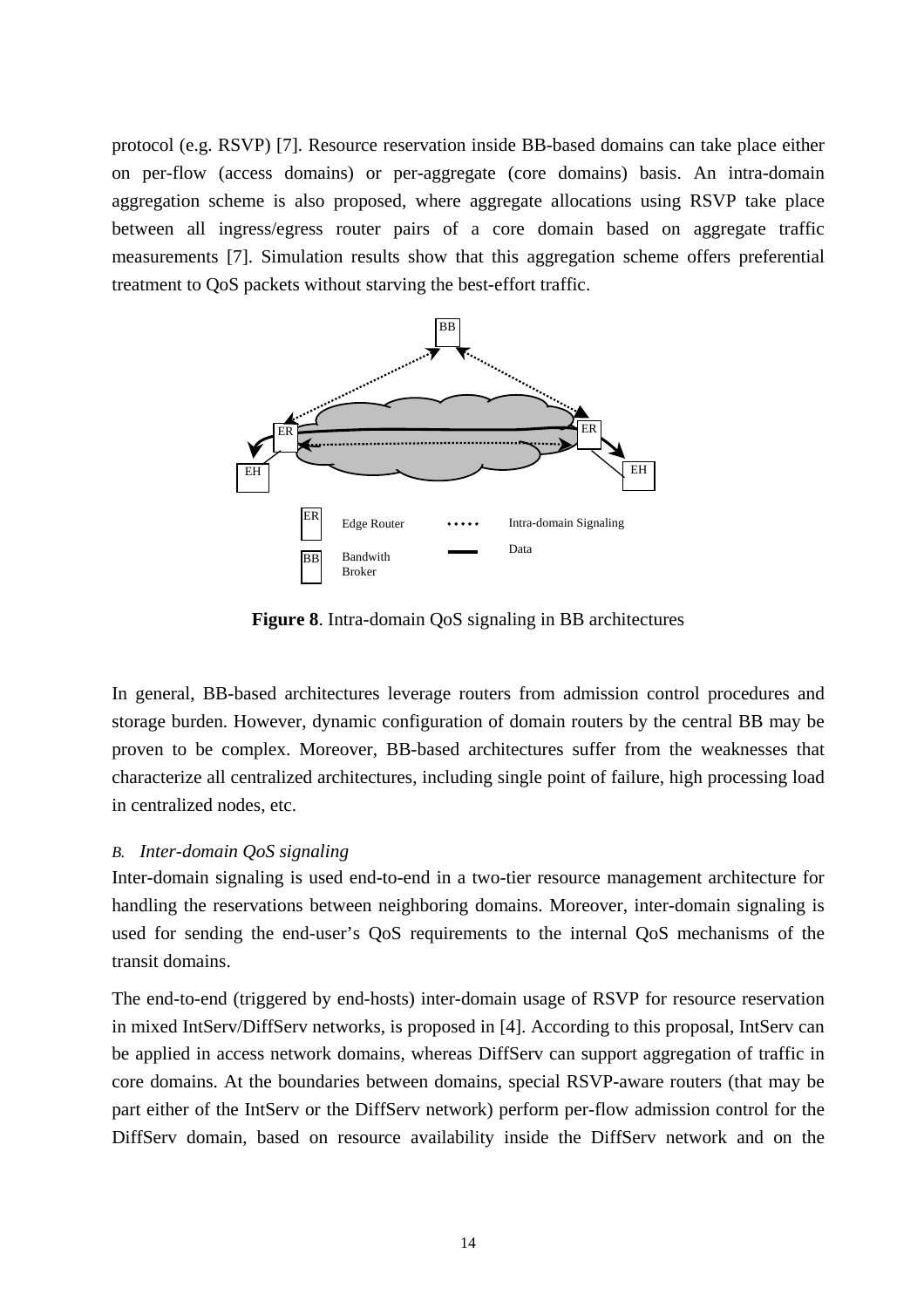protocol (e.g. RSVP) [7]. Resource reservation inside BB-based domains can take place either on per-flow (access domains) or per-aggregate (core domains) basis. An intra-domain aggregation scheme is also proposed, where aggregate allocations using RSVP take place between all ingress/egress router pairs of a core domain based on aggregate traffic measurements [7]. Simulation results show that this aggregation scheme offers preferential treatment to QoS packets without starving the best-effort traffic.

**Figure 8**. Intra-domain QoS signaling in BB architectures

In general, BB-based architectures leverage routers from admission control procedures and storage burden. However, dynamic configuration of domain routers by the central BB may be proven to be complex. Moreover, BB-based architectures suffer from the weaknesses that characterize all centralized architectures, including single point of failure, high processing load in centralized nodes, etc.

### *B. Inter-domain QoS signaling*

Inter-domain signaling is used end-to-end in a two-tier resource management architecture for handling the reservations between neighboring domains. Moreover, inter-domain signaling is used for sending the end-user's QoS requirements to the internal QoS mechanisms of the transit domains.

The end-to-end (triggered by end-hosts) inter-domain usage of RSVP for resource reservation in mixed IntServ/DiffServ networks, is proposed in [4]. According to this proposal, IntServ can be applied in access network domains, whereas DiffServ can support aggregation of traffic in core domains. At the boundaries between domains, special RSVP-aware routers (that may be part either of the IntServ or the DiffServ network) perform per-flow admission control for the DiffServ domain, based on resource availability inside the DiffServ network and on the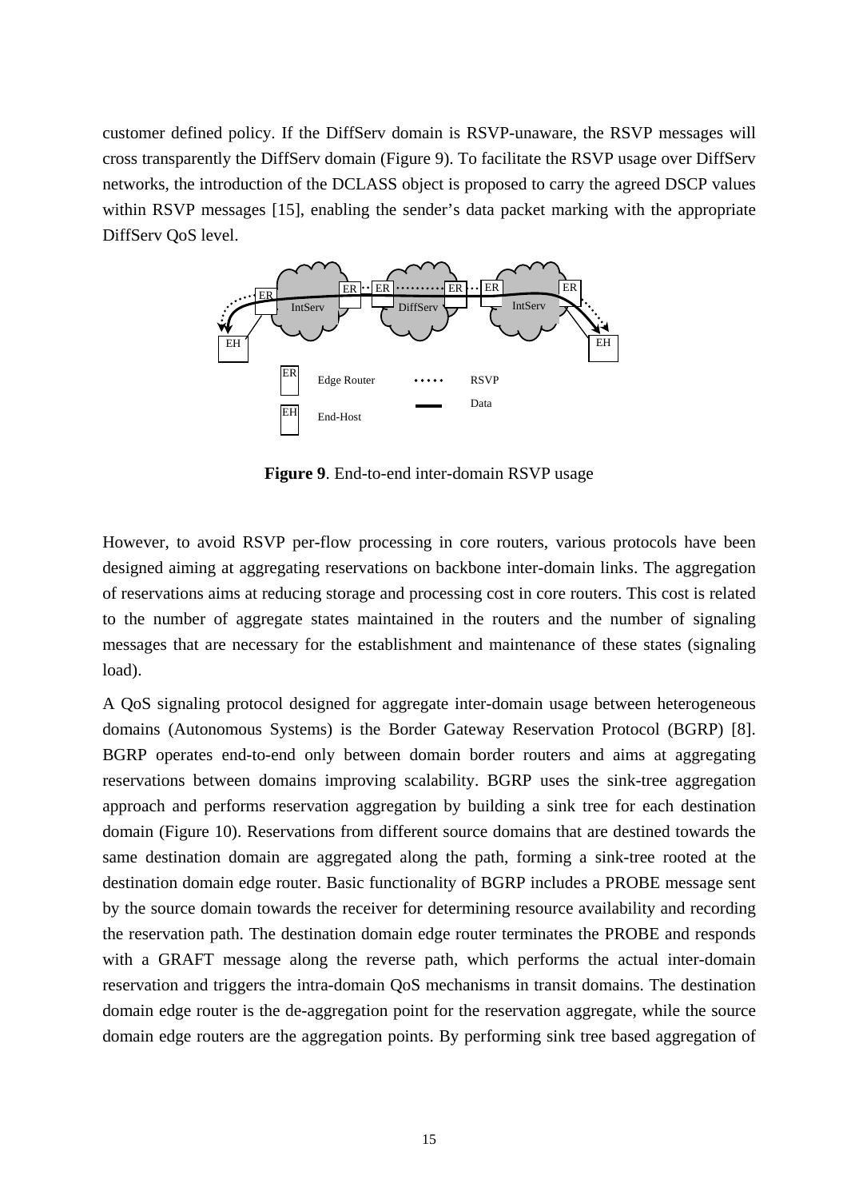customer defined policy. If the DiffServ domain is RSVP-unaware, the RSVP messages will cross transparently the DiffServ domain (Figure 9). To facilitate the RSVP usage over DiffServ networks, the introduction of the DCLASS object is proposed to carry the agreed DSCP values within RSVP messages [15], enabling the sender's data packet marking with the appropriate DiffServ QoS level.

**Figure 9**. End-to-end inter-domain RSVP usage

However, to avoid RSVP per-flow processing in core routers, various protocols have been designed aiming at aggregating reservations on backbone inter-domain links. The aggregation of reservations aims at reducing storage and processing cost in core routers. This cost is related to the number of aggregate states maintained in the routers and the number of signaling messages that are necessary for the establishment and maintenance of these states (signaling load).

A QoS signaling protocol designed for aggregate inter-domain usage between heterogeneous domains (Autonomous Systems) is the Border Gateway Reservation Protocol (BGRP) [8]. BGRP operates end-to-end only between domain border routers and aims at aggregating reservations between domains improving scalability. BGRP uses the sink-tree aggregation approach and performs reservation aggregation by building a sink tree for each destination domain (Figure 10). Reservations from different source domains that are destined towards the same destination domain are aggregated along the path, forming a sink-tree rooted at the destination domain edge router. Basic functionality of BGRP includes a PROBE message sent by the source domain towards the receiver for determining resource availability and recording the reservation path. The destination domain edge router terminates the PROBE and responds with a GRAFT message along the reverse path, which performs the actual inter-domain reservation and triggers the intra-domain QoS mechanisms in transit domains. The destination domain edge router is the de-aggregation point for the reservation aggregate, while the source domain edge routers are the aggregation points. By performing sink tree based aggregation of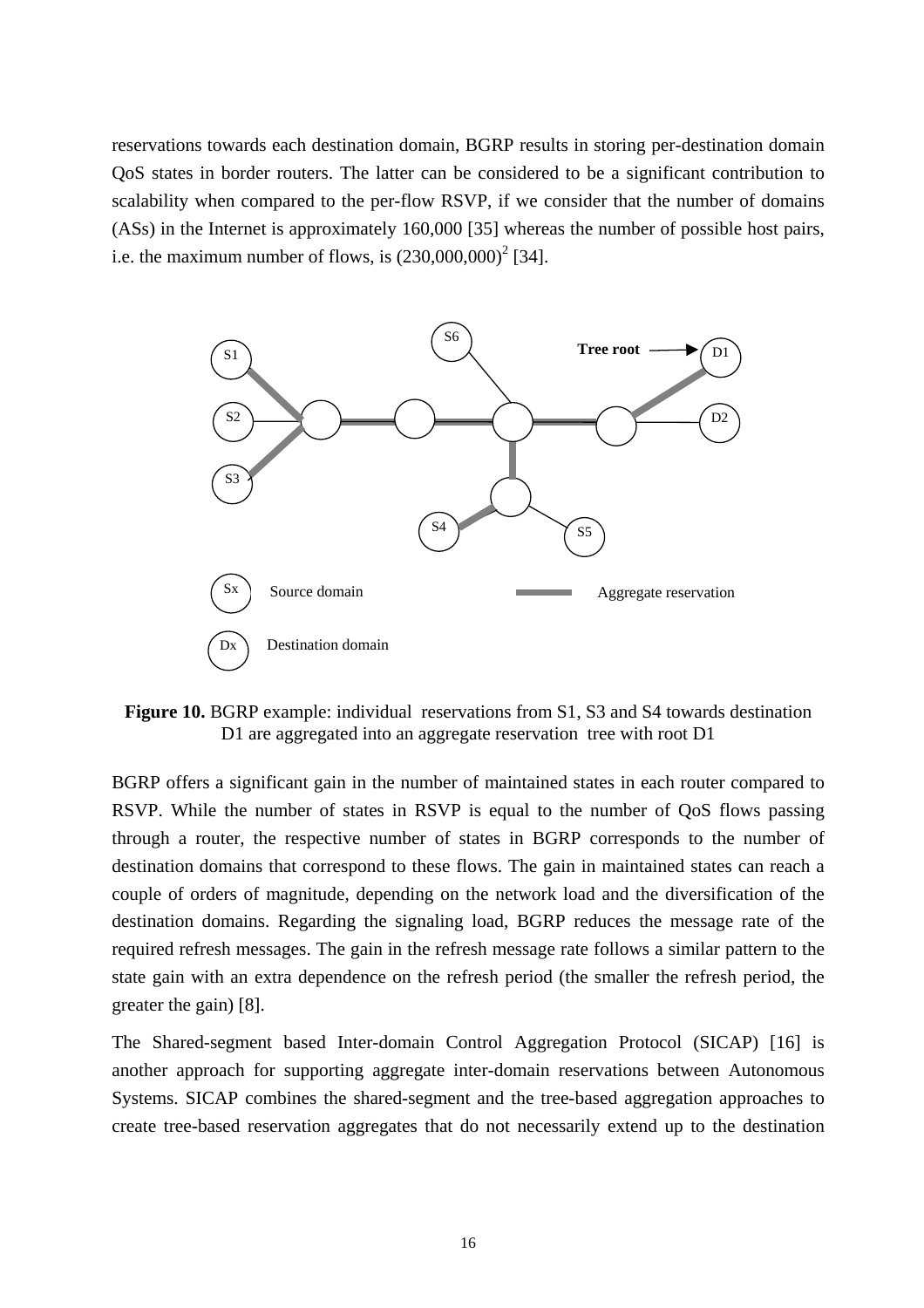reservations towards each destination domain, BGRP results in storing per-destination domain QoS states in border routers. The latter can be considered to be a significant contribution to scalability when compared to the per-flow RSVP, if we consider that the number of domains (ASs) in the Internet is approximately 160,000 [35] whereas the number of possible host pairs, i.e. the maximum number of flows, is $(230,000,000)^2$ [34].

**Figure 10.** BGRP example: individual reservations from S1, S3 and S4 towards destination D1 are aggregated into an aggregate reservation tree with root D1

BGRP offers a significant gain in the number of maintained states in each router compared to RSVP. While the number of states in RSVP is equal to the number of QoS flows passing through a router, the respective number of states in BGRP corresponds to the number of destination domains that correspond to these flows. The gain in maintained states can reach a couple of orders of magnitude, depending on the network load and the diversification of the destination domains. Regarding the signaling load, BGRP reduces the message rate of the required refresh messages. The gain in the refresh message rate follows a similar pattern to the state gain with an extra dependence on the refresh period (the smaller the refresh period, the greater the gain) [8].

The Shared-segment based Inter-domain Control Aggregation Protocol (SICAP) [16] is another approach for supporting aggregate inter-domain reservations between Autonomous Systems. SICAP combines the shared-segment and the tree-based aggregation approaches to create tree-based reservation aggregates that do not necessarily extend up to the destination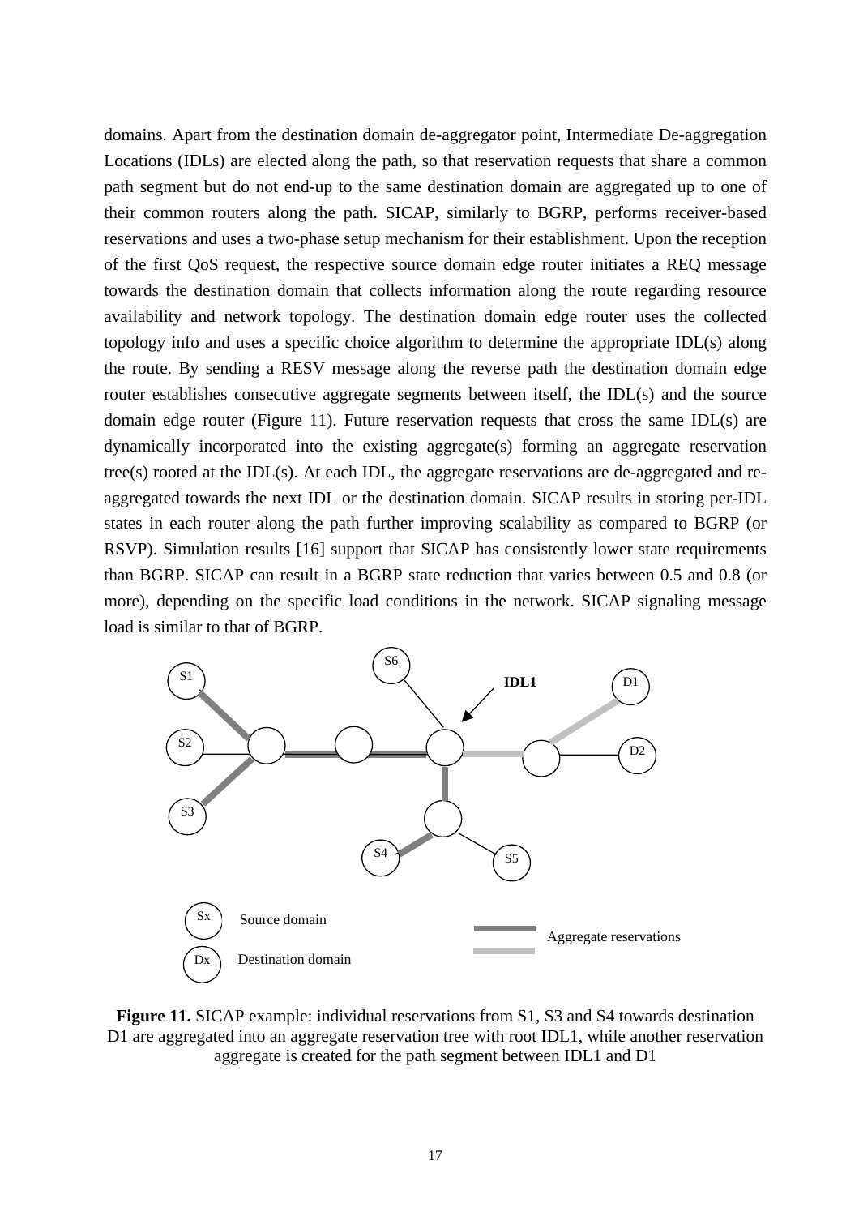domains. Apart from the destination domain de-aggregator point, Intermediate De-aggregation Locations (IDLs) are elected along the path, so that reservation requests that share a common path segment but do not end-up to the same destination domain are aggregated up to one of their common routers along the path. SICAP, similarly to BGRP, performs receiver-based reservations and uses a two-phase setup mechanism for their establishment. Upon the reception of the first QoS request, the respective source domain edge router initiates a REQ message towards the destination domain that collects information along the route regarding resource availability and network topology. The destination domain edge router uses the collected topology info and uses a specific choice algorithm to determine the appropriate IDL(s) along the route. By sending a RESV message along the reverse path the destination domain edge router establishes consecutive aggregate segments between itself, the IDL(s) and the source domain edge router (Figure 11). Future reservation requests that cross the same IDL(s) are dynamically incorporated into the existing aggregate(s) forming an aggregate reservation tree(s) rooted at the IDL(s). At each IDL, the aggregate reservations are de-aggregated and re-aggregated towards the next IDL or the destination domain. SICAP results in storing per-IDL states in each router along the path further improving scalability as compared to BGRP (or RSVP). Simulation results [16] support that SICAP has consistently lower state requirements than BGRP. SICAP can result in a BGRP state reduction that varies between 0.5 and 0.8 (or more), depending on the specific load conditions in the network. SICAP signaling message load is similar to that of BGRP.

**Figure 11.** SICAP example: individual reservations from S1, S3 and S4 towards destination D1 are aggregated into an aggregate reservation tree with root IDL1, while another reservation aggregate is created for the path segment between IDL1 and D1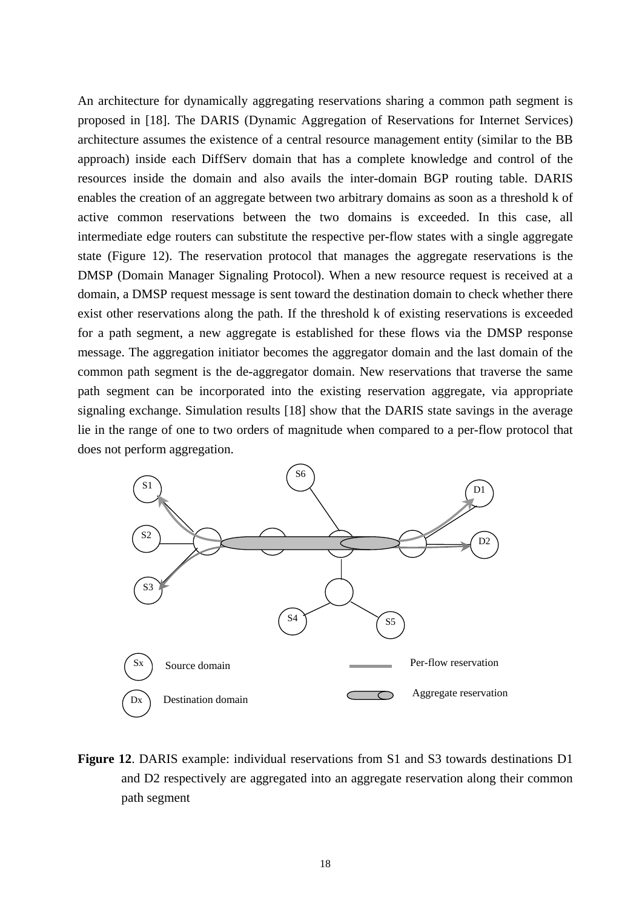An architecture for dynamically aggregating reservations sharing a common path segment is proposed in [18]. The DARIS (Dynamic Aggregation of Reservations for Internet Services) architecture assumes the existence of a central resource management entity (similar to the BB approach) inside each DiffServ domain that has a complete knowledge and control of the resources inside the domain and also avails the inter-domain BGP routing table. DARIS enables the creation of an aggregate between two arbitrary domains as soon as a threshold k of active common reservations between the two domains is exceeded. In this case, all intermediate edge routers can substitute the respective per-flow states with a single aggregate state (Figure 12). The reservation protocol that manages the aggregate reservations is the DMSP (Domain Manager Signaling Protocol). When a new resource request is received at a domain, a DMSP request message is sent toward the destination domain to check whether there exist other reservations along the path. If the threshold k of existing reservations is exceeded for a path segment, a new aggregate is established for these flows via the DMSP response message. The aggregation initiator becomes the aggregator domain and the last domain of the common path segment is the de-aggregator domain. New reservations that traverse the same path segment can be incorporated into the existing reservation aggregate, via appropriate signaling exchange. Simulation results [18] show that the DARIS state savings in the average lie in the range of one to two orders of magnitude when compared to a per-flow protocol that does not perform aggregation.

**Figure 12**. DARIS example: individual reservations from S1 and S3 towards destinations D1 and D2 respectively are aggregated into an aggregate reservation along their common path segment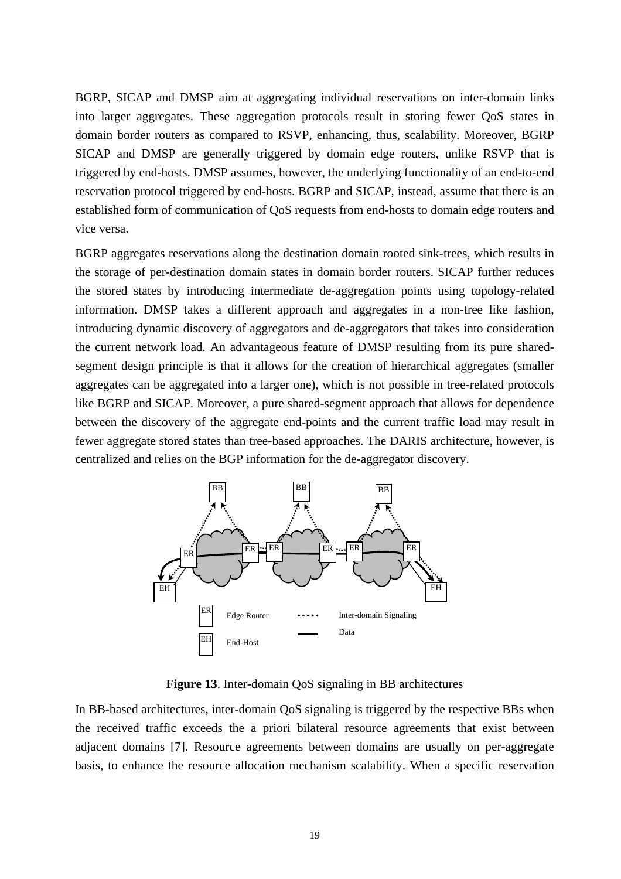BGRP, SICAP and DMSP aim at aggregating individual reservations on inter-domain links into larger aggregates. These aggregation protocols result in storing fewer QoS states in domain border routers as compared to RSVP, enhancing, thus, scalability. Moreover, BGRP SICAP and DMSP are generally triggered by domain edge routers, unlike RSVP that is triggered by end-hosts. DMSP assumes, however, the underlying functionality of an end-to-end reservation protocol triggered by end-hosts. BGRP and SICAP, instead, assume that there is an established form of communication of QoS requests from end-hosts to domain edge routers and vice versa.

BGRP aggregates reservations along the destination domain rooted sink-trees, which results in the storage of per-destination domain states in domain border routers. SICAP further reduces the stored states by introducing intermediate de-aggregation points using topology-related information. DMSP takes a different approach and aggregates in a non-tree like fashion, introducing dynamic discovery of aggregators and de-aggregators that takes into consideration the current network load. An advantageous feature of DMSP resulting from its pure shared-segment design principle is that it allows for the creation of hierarchical aggregates (smaller aggregates can be aggregated into a larger one), which is not possible in tree-related protocols like BGRP and SICAP. Moreover, a pure shared-segment approach that allows for dependence between the discovery of the aggregate end-points and the current traffic load may result in fewer aggregate stored states than tree-based approaches. The DARIS architecture, however, is centralized and relies on the BGP information for the de-aggregator discovery.

**Figure 13**. Inter-domain QoS signaling in BB architectures

In BB-based architectures, inter-domain QoS signaling is triggered by the respective BBs when the received traffic exceeds the a priori bilateral resource agreements that exist between adjacent domains [7]. Resource agreements between domains are usually on per-aggregate basis, to enhance the resource allocation mechanism scalability. When a specific reservation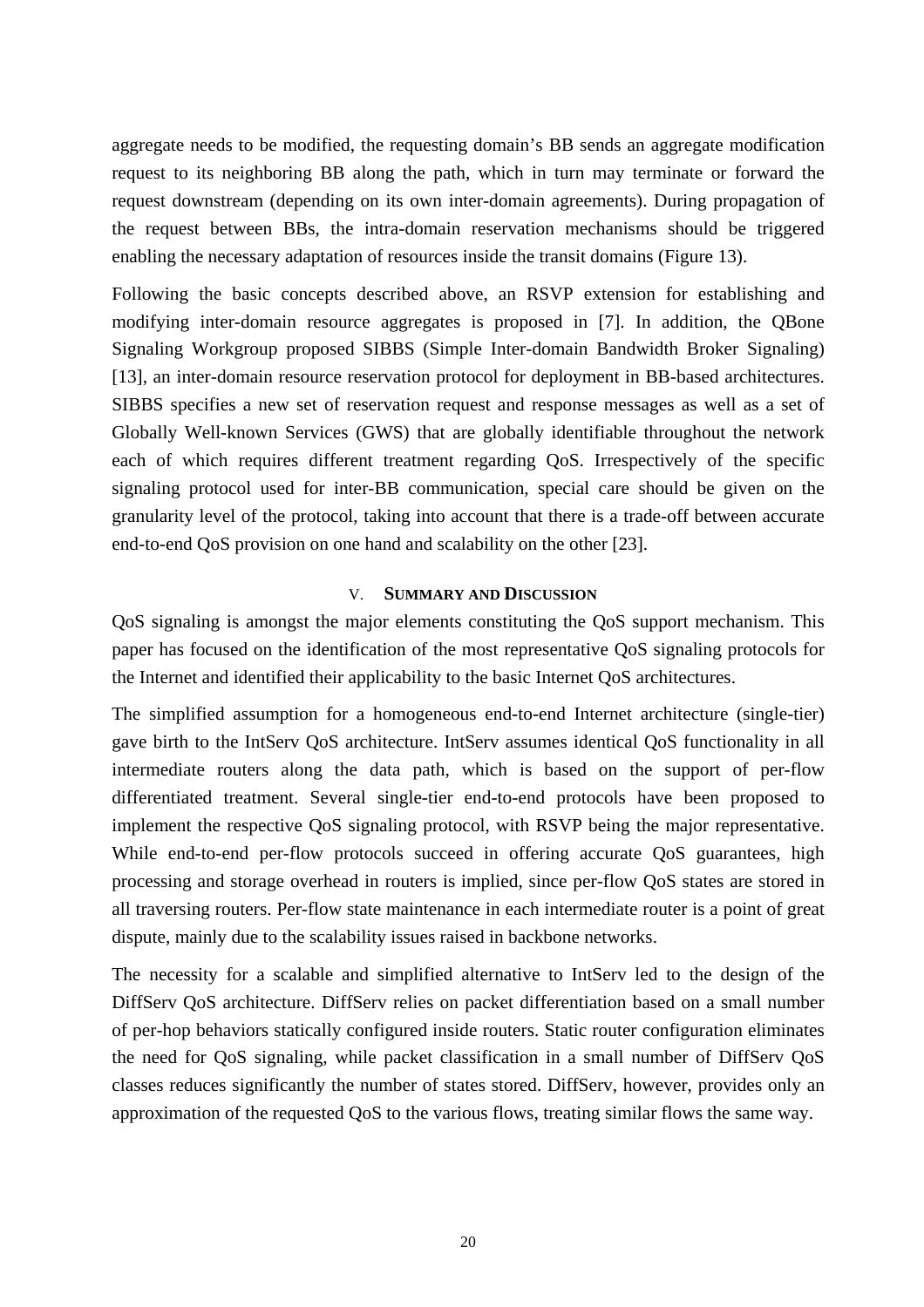aggregate needs to be modified, the requesting domain's BB sends an aggregate modification request to its neighboring BB along the path, which in turn may terminate or forward the request downstream (depending on its own inter-domain agreements). During propagation of the request between BBs, the intra-domain reservation mechanisms should be triggered enabling the necessary adaptation of resources inside the transit domains (Figure 13).

Following the basic concepts described above, an RSVP extension for establishing and modifying inter-domain resource aggregates is proposed in [7]. In addition, the QBone Signaling Workgroup proposed SIBBS (Simple Inter-domain Bandwidth Broker Signaling) [13], an inter-domain resource reservation protocol for deployment in BB-based architectures. SIBBS specifies a new set of reservation request and response messages as well as a set of Globally Well-known Services (GWS) that are globally identifiable throughout the network each of which requires different treatment regarding QoS. Irrespectively of the specific signaling protocol used for inter-BB communication, special care should be given on the granularity level of the protocol, taking into account that there is a trade-off between accurate end-to-end QoS provision on one hand and scalability on the other [23].

## V. SUMMARY AND DISCUSSION

QoS signaling is amongst the major elements constituting the QoS support mechanism. This paper has focused on the identification of the most representative QoS signaling protocols for the Internet and identified their applicability to the basic Internet QoS architectures.

The simplified assumption for a homogeneous end-to-end Internet architecture (single-tier) gave birth to the IntServ QoS architecture. IntServ assumes identical QoS functionality in all intermediate routers along the data path, which is based on the support of per-flow differentiated treatment. Several single-tier end-to-end protocols have been proposed to implement the respective QoS signaling protocol, with RSVP being the major representative. While end-to-end per-flow protocols succeed in offering accurate QoS guarantees, high processing and storage overhead in routers is implied, since per-flow QoS states are stored in all traversing routers. Per-flow state maintenance in each intermediate router is a point of great dispute, mainly due to the scalability issues raised in backbone networks.

The necessity for a scalable and simplified alternative to IntServ led to the design of the DiffServ QoS architecture. DiffServ relies on packet differentiation based on a small number of per-hop behaviors statically configured inside routers. Static router configuration eliminates the need for QoS signaling, while packet classification in a small number of DiffServ QoS classes reduces significantly the number of states stored. DiffServ, however, provides only an approximation of the requested QoS to the various flows, treating similar flows the same way.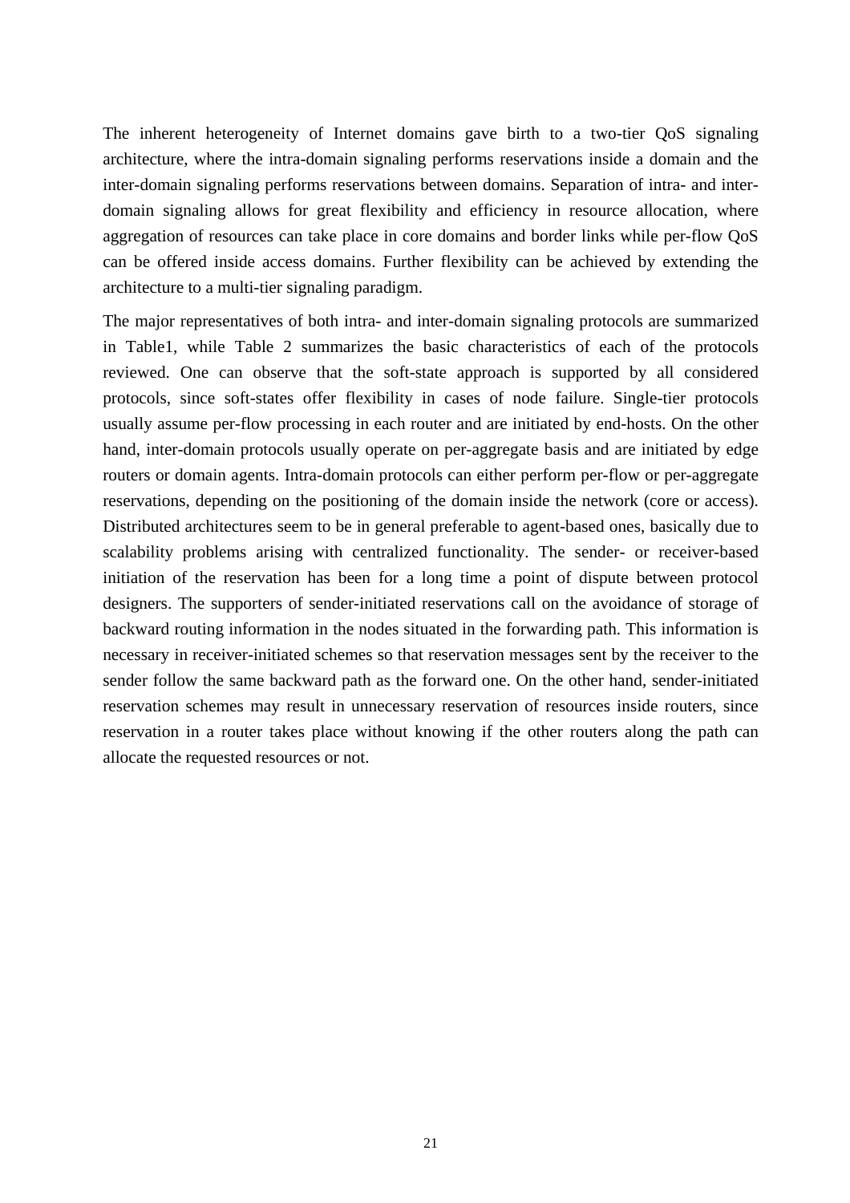The inherent heterogeneity of Internet domains gave birth to a two-tier QoS signaling architecture, where the intra-domain signaling performs reservations inside a domain and the inter-domain signaling performs reservations between domains. Separation of intra- and inter-domain signaling allows for great flexibility and efficiency in resource allocation, where aggregation of resources can take place in core domains and border links while per-flow QoS can be offered inside access domains. Further flexibility can be achieved by extending the architecture to a multi-tier signaling paradigm.

The major representatives of both intra- and inter-domain signaling protocols are summarized in Table1, while Table 2 summarizes the basic characteristics of each of the protocols reviewed. One can observe that the soft-state approach is supported by all considered protocols, since soft-states offer flexibility in cases of node failure. Single-tier protocols usually assume per-flow processing in each router and are initiated by end-hosts. On the other hand, inter-domain protocols usually operate on per-aggregate basis and are initiated by edge routers or domain agents. Intra-domain protocols can either perform per-flow or per-aggregate reservations, depending on the positioning of the domain inside the network (core or access). Distributed architectures seem to be in general preferable to agent-based ones, basically due to scalability problems arising with centralized functionality. The sender- or receiver-based initiation of the reservation has been for a long time a point of dispute between protocol designers. The supporters of sender-initiated reservations call on the avoidance of storage of backward routing information in the nodes situated in the forwarding path. This information is necessary in receiver-initiated schemes so that reservation messages sent by the receiver to the sender follow the same backward path as the forward one. On the other hand, sender-initiated reservation schemes may result in unnecessary reservation of resources inside routers, since reservation in a router takes place without knowing if the other routers along the path can allocate the requested resources or not.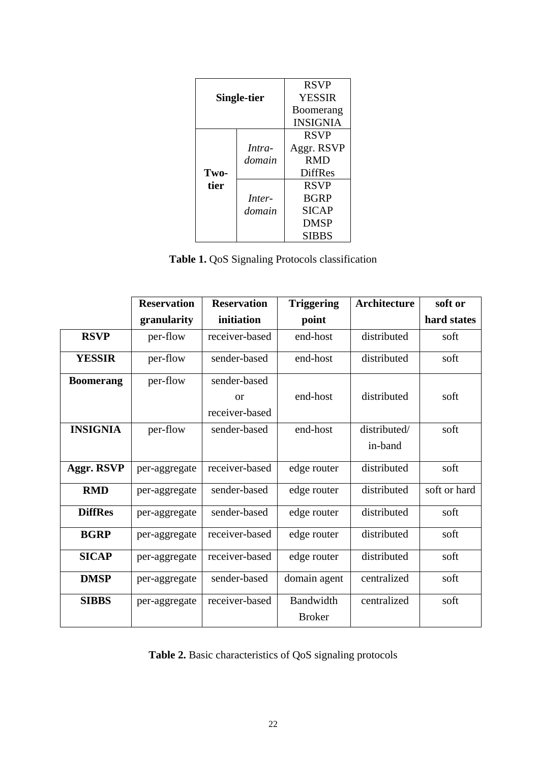| Single-tier | | RSVP<br>YESSIR<br>Boomerang<br>INSIGNIA |
|---|---|---|
| **Two-tier** | *Intra-domain* | RSVP<br>Aggr. RSVP<br>RMD<br>DiffRes |
| | *Inter-domain* | RSVP<br>BGRP<br>SICAP<br>DMSP<br>SIBBS |

**Table 1.** QoS Signaling Protocols classification

| | Reservation granularity | Reservation initiation | Triggering point | Architecture | soft or hard states |
|---|---|---|---|---|---|
| **RSVP** | per-flow | receiver-based | end-host | distributed | soft |
| **YESSIR** | per-flow | sender-based | end-host | distributed | soft |
| **Boomerang** | per-flow | sender-based or receiver-based | end-host | distributed | soft |
| **INSIGNIA** | per-flow | sender-based | end-host | distributed/ in-band | soft |
| **Aggr. RSVP** | per-aggregate | receiver-based | edge router | distributed | soft |
| **RMD** | per-aggregate | sender-based | edge router | distributed | soft or hard |
| **DiffRes** | per-aggregate | sender-based | edge router | distributed | soft |
| **BGRP** | per-aggregate | receiver-based | edge router | distributed | soft |
| **SICAP** | per-aggregate | receiver-based | edge router | distributed | soft |
| **DMSP** | per-aggregate | sender-based | domain agent | centralized | soft |
| **SIBBS** | per-aggregate | receiver-based | Bandwidth Broker | centralized | soft |

**Table 2.** Basic characteristics of QoS signaling protocols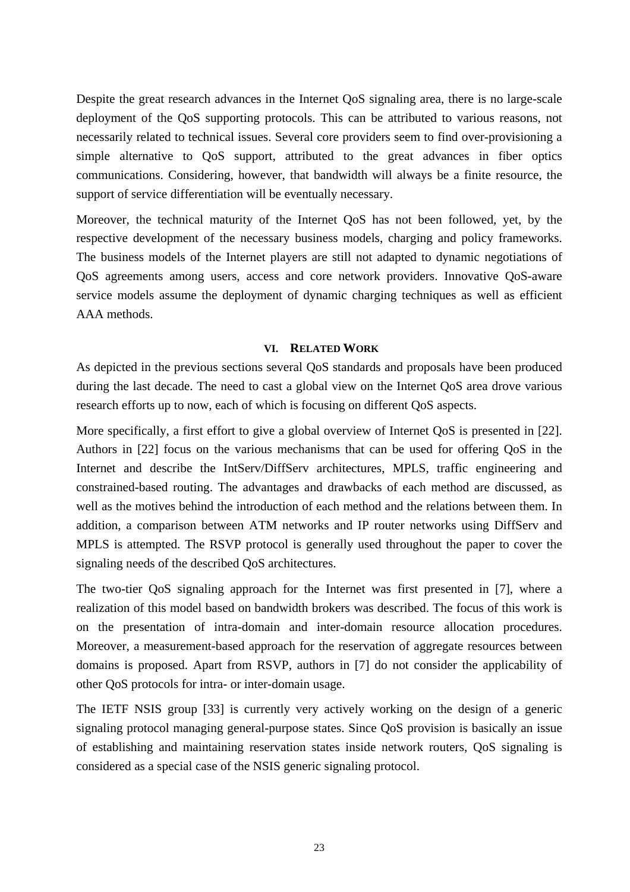Despite the great research advances in the Internet QoS signaling area, there is no large-scale deployment of the QoS supporting protocols. This can be attributed to various reasons, not necessarily related to technical issues. Several core providers seem to find over-provisioning a simple alternative to QoS support, attributed to the great advances in fiber optics communications. Considering, however, that bandwidth will always be a finite resource, the support of service differentiation will be eventually necessary.

Moreover, the technical maturity of the Internet QoS has not been followed, yet, by the respective development of the necessary business models, charging and policy frameworks. The business models of the Internet players are still not adapted to dynamic negotiations of QoS agreements among users, access and core network providers. Innovative QoS-aware service models assume the deployment of dynamic charging techniques as well as efficient AAA methods.

## VI. Related Work

As depicted in the previous sections several QoS standards and proposals have been produced during the last decade. The need to cast a global view on the Internet QoS area drove various research efforts up to now, each of which is focusing on different QoS aspects.

More specifically, a first effort to give a global overview of Internet QoS is presented in [22]. Authors in [22] focus on the various mechanisms that can be used for offering QoS in the Internet and describe the IntServ/DiffServ architectures, MPLS, traffic engineering and constrained-based routing. The advantages and drawbacks of each method are discussed, as well as the motives behind the introduction of each method and the relations between them. In addition, a comparison between ATM networks and IP router networks using DiffServ and MPLS is attempted. The RSVP protocol is generally used throughout the paper to cover the signaling needs of the described QoS architectures.

The two-tier QoS signaling approach for the Internet was first presented in [7], where a realization of this model based on bandwidth brokers was described. The focus of this work is on the presentation of intra-domain and inter-domain resource allocation procedures. Moreover, a measurement-based approach for the reservation of aggregate resources between domains is proposed. Apart from RSVP, authors in [7] do not consider the applicability of other QoS protocols for intra- or inter-domain usage.

The IETF NSIS group [33] is currently very actively working on the design of a generic signaling protocol managing general-purpose states. Since QoS provision is basically an issue of establishing and maintaining reservation states inside network routers, QoS signaling is considered as a special case of the NSIS generic signaling protocol.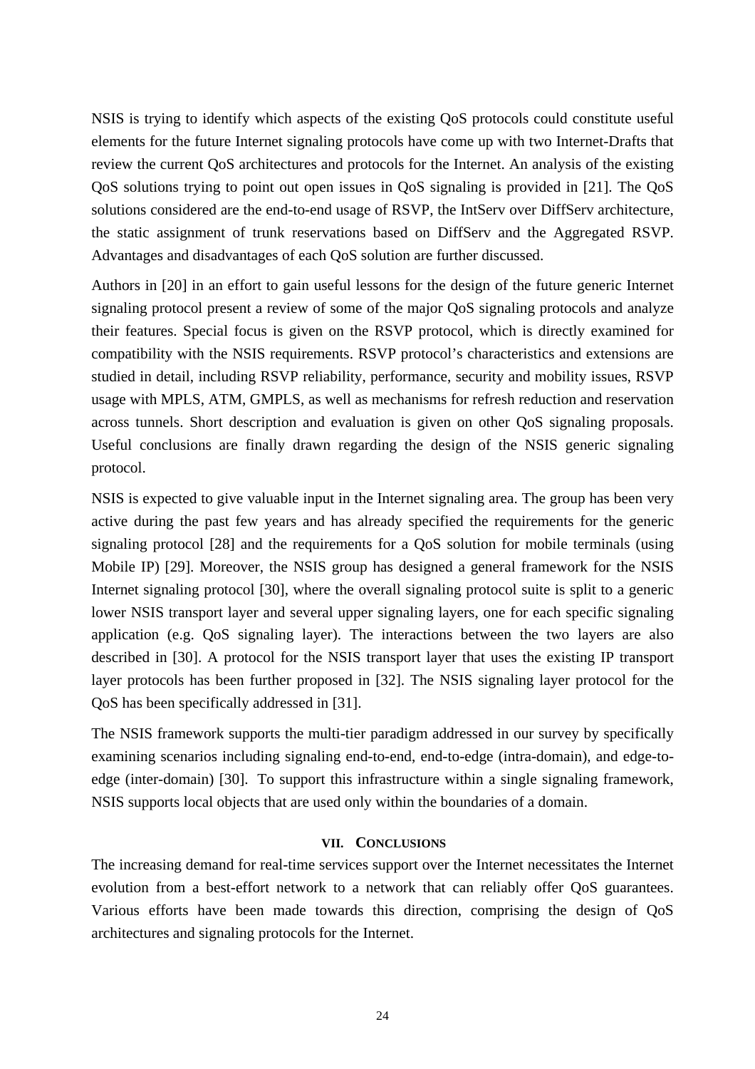NSIS is trying to identify which aspects of the existing QoS protocols could constitute useful elements for the future Internet signaling protocols have come up with two Internet-Drafts that review the current QoS architectures and protocols for the Internet. An analysis of the existing QoS solutions trying to point out open issues in QoS signaling is provided in [21]. The QoS solutions considered are the end-to-end usage of RSVP, the IntServ over DiffServ architecture, the static assignment of trunk reservations based on DiffServ and the Aggregated RSVP. Advantages and disadvantages of each QoS solution are further discussed.

Authors in [20] in an effort to gain useful lessons for the design of the future generic Internet signaling protocol present a review of some of the major QoS signaling protocols and analyze their features. Special focus is given on the RSVP protocol, which is directly examined for compatibility with the NSIS requirements. RSVP protocol's characteristics and extensions are studied in detail, including RSVP reliability, performance, security and mobility issues, RSVP usage with MPLS, ATM, GMPLS, as well as mechanisms for refresh reduction and reservation across tunnels. Short description and evaluation is given on other QoS signaling proposals. Useful conclusions are finally drawn regarding the design of the NSIS generic signaling protocol.

NSIS is expected to give valuable input in the Internet signaling area. The group has been very active during the past few years and has already specified the requirements for the generic signaling protocol [28] and the requirements for a QoS solution for mobile terminals (using Mobile IP) [29]. Moreover, the NSIS group has designed a general framework for the NSIS Internet signaling protocol [30], where the overall signaling protocol suite is split to a generic lower NSIS transport layer and several upper signaling layers, one for each specific signaling application (e.g. QoS signaling layer). The interactions between the two layers are also described in [30]. A protocol for the NSIS transport layer that uses the existing IP transport layer protocols has been further proposed in [32]. The NSIS signaling layer protocol for the QoS has been specifically addressed in [31].

The NSIS framework supports the multi-tier paradigm addressed in our survey by specifically examining scenarios including signaling end-to-end, end-to-edge (intra-domain), and edge-to-edge (inter-domain) [30]. To support this infrastructure within a single signaling framework, NSIS supports local objects that are used only within the boundaries of a domain.

## VII. CONCLUSIONS

The increasing demand for real-time services support over the Internet necessitates the Internet evolution from a best-effort network to a network that can reliably offer QoS guarantees. Various efforts have been made towards this direction, comprising the design of QoS architectures and signaling protocols for the Internet.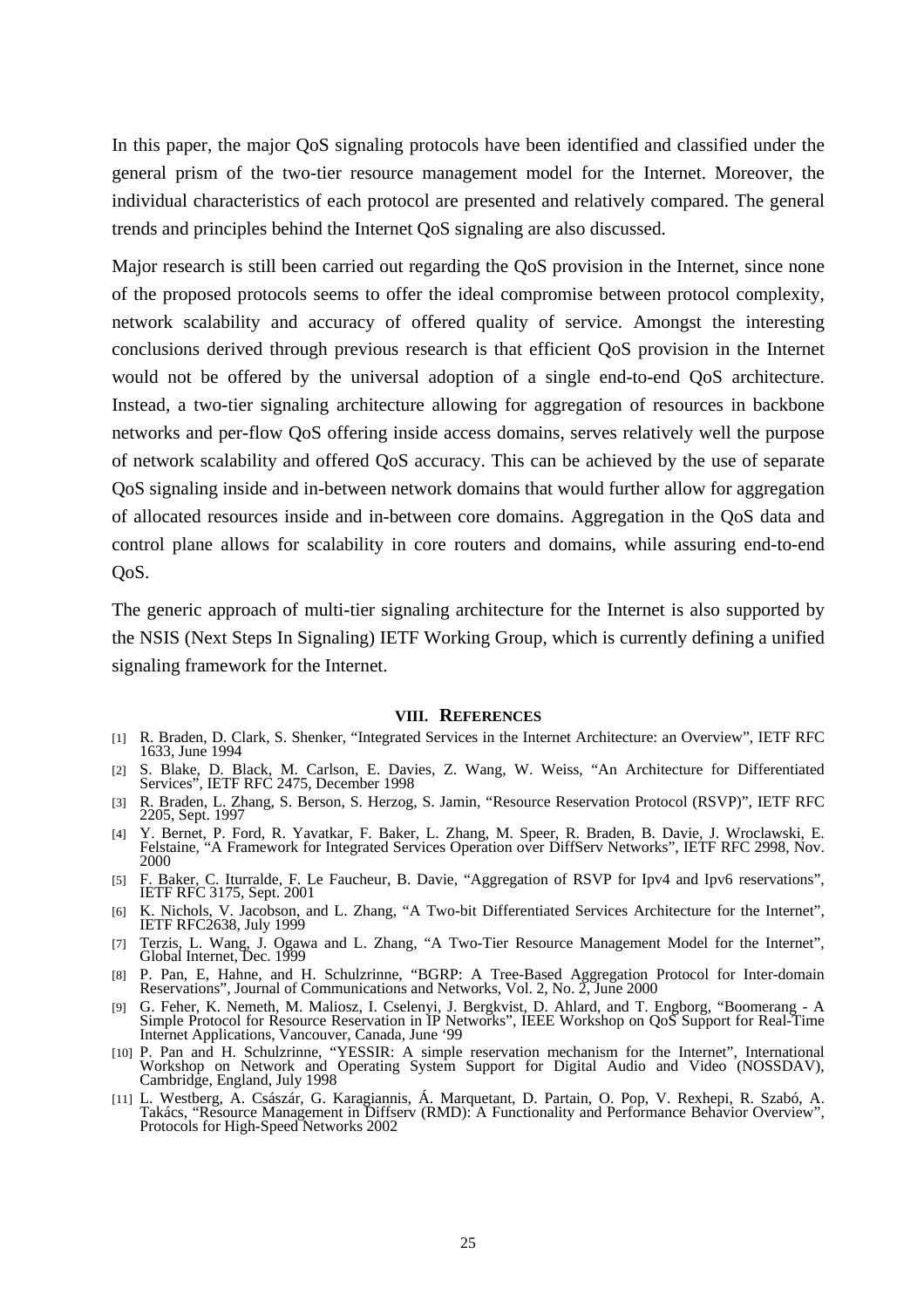In this paper, the major QoS signaling protocols have been identified and classified under the general prism of the two-tier resource management model for the Internet. Moreover, the individual characteristics of each protocol are presented and relatively compared. The general trends and principles behind the Internet QoS signaling are also discussed.

Major research is still been carried out regarding the QoS provision in the Internet, since none of the proposed protocols seems to offer the ideal compromise between protocol complexity, network scalability and accuracy of offered quality of service. Amongst the interesting conclusions derived through previous research is that efficient QoS provision in the Internet would not be offered by the universal adoption of a single end-to-end QoS architecture. Instead, a two-tier signaling architecture allowing for aggregation of resources in backbone networks and per-flow QoS offering inside access domains, serves relatively well the purpose of network scalability and offered QoS accuracy. This can be achieved by the use of separate QoS signaling inside and in-between network domains that would further allow for aggregation of allocated resources inside and in-between core domains. Aggregation in the QoS data and control plane allows for scalability in core routers and domains, while assuring end-to-end QoS.

The generic approach of multi-tier signaling architecture for the Internet is also supported by the NSIS (Next Steps In Signaling) IETF Working Group, which is currently defining a unified signaling framework for the Internet.

## VIII. REFERENCES

[1] R. Braden, D. Clark, S. Shenker, "Integrated Services in the Internet Architecture: an Overview", IETF RFC 1633, June 1994

[2] S. Blake, D. Black, M. Carlson, E. Davies, Z. Wang, W. Weiss, "An Architecture for Differentiated Services", IETF RFC 2475, December 1998

[3] R. Braden, L. Zhang, S. Berson, S. Herzog, S. Jamin, "Resource Reservation Protocol (RSVP)", IETF RFC 2205, Sept. 1997

[4] Y. Bernet, P. Ford, R. Yavatkar, F. Baker, L. Zhang, M. Speer, R. Braden, B. Davie, J. Wroclawski, E. Felstaine, "A Framework for Integrated Services Operation over DiffServ Networks", IETF RFC 2998, Nov. 2000

[5] F. Baker, C. Iturralde, F. Le Faucheur, B. Davie, "Aggregation of RSVP for Ipv4 and Ipv6 reservations", IETF RFC 3175, Sept. 2001

[6] K. Nichols, V. Jacobson, and L. Zhang, "A Two-bit Differentiated Services Architecture for the Internet", IETF RFC2638, July 1999

[7] Terzis, L. Wang, J. Ogawa and L. Zhang, "A Two-Tier Resource Management Model for the Internet", Global Internet, Dec. 1999

[8] P. Pan, E, Hahne, and H. Schulzrinne, "BGRP: A Tree-Based Aggregation Protocol for Inter-domain Reservations", Journal of Communications and Networks, Vol. 2, No. 2, June 2000

[9] G. Feher, K. Nemeth, M. Maliosz, I. Cselenyi, J. Bergkvist, D. Ahlard, and T. Engborg, "Boomerang - A Simple Protocol for Resource Reservation in IP Networks", IEEE Workshop on QoS Support for Real-Time Internet Applications, Vancouver, Canada, June '99

[10] P. Pan and H. Schulzrinne, "YESSIR: A simple reservation mechanism for the Internet", International Workshop on Network and Operating System Support for Digital Audio and Video (NOSSDAV), Cambridge, England, July 1998

[11] L. Westberg, A. Császár, G. Karagiannis, Á. Marquetant, D. Partain, O. Pop, V. Rexhepi, R. Szabó, A. Takács, "Resource Management in Diffserv (RMD): A Functionality and Performance Behavior Overview", Protocols for High-Speed Networks 2002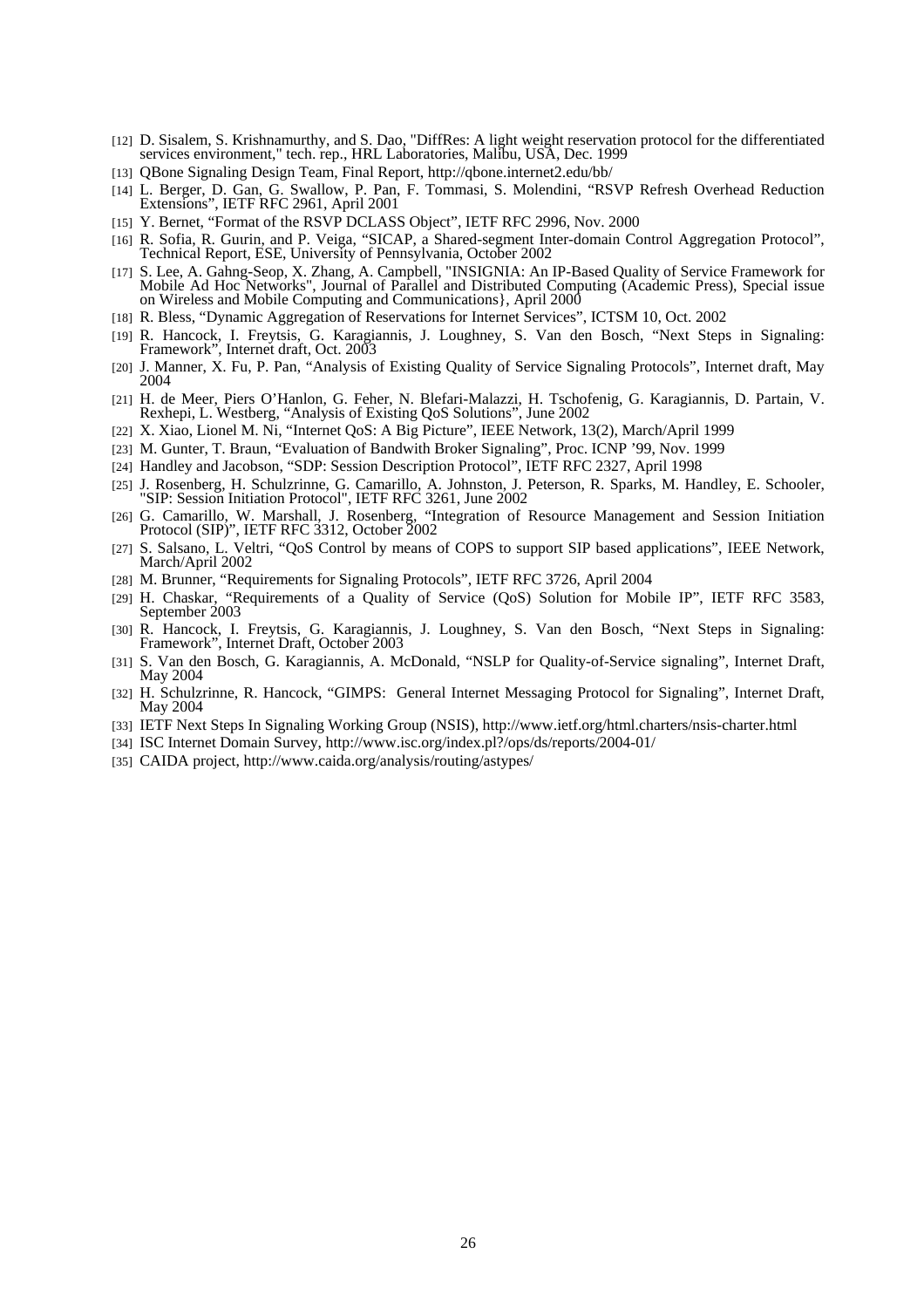[12] D. Sisalem, S. Krishnamurthy, and S. Dao, "DiffRes: A light weight reservation protocol for the differentiated services environment," tech. rep., HRL Laboratories, Malibu, USA, Dec. 1999

[13] QBone Signaling Design Team, Final Report, http://qbone.internet2.edu/bb/

[14] L. Berger, D. Gan, G. Swallow, P. Pan, F. Tommasi, S. Molendini, "RSVP Refresh Overhead Reduction Extensions", IETF RFC 2961, April 2001

[15] Y. Bernet, "Format of the RSVP DCLASS Object", IETF RFC 2996, Nov. 2000

[16] R. Sofia, R. Gurin, and P. Veiga, "SICAP, a Shared-segment Inter-domain Control Aggregation Protocol", Technical Report, ESE, University of Pennsylvania, October 2002

[17] S. Lee, A. Gahng-Seop, X. Zhang, A. Campbell, "INSIGNIA: An IP-Based Quality of Service Framework for Mobile Ad Hoc Networks", Journal of Parallel and Distributed Computing (Academic Press), Special issue on Wireless and Mobile Computing and Communications}, April 2000

[18] R. Bless, "Dynamic Aggregation of Reservations for Internet Services", ICTSM 10, Oct. 2002

[19] R. Hancock, I. Freytsis, G. Karagiannis, J. Loughney, S. Van den Bosch, "Next Steps in Signaling: Framework", Internet draft, Oct. 2003

[20] J. Manner, X. Fu, P. Pan, "Analysis of Existing Quality of Service Signaling Protocols", Internet draft, May 2004

[21] H. de Meer, Piers O'Hanlon, G. Feher, N. Blefari-Malazzi, H. Tschofenig, G. Karagiannis, D. Partain, V. Rexhepi, L. Westberg, "Analysis of Existing QoS Solutions", June 2002

[22] X. Xiao, Lionel M. Ni, "Internet QoS: A Big Picture", IEEE Network, 13(2), March/April 1999

[23] M. Gunter, T. Braun, "Evaluation of Bandwith Broker Signaling", Proc. ICNP '99, Nov. 1999

[24] Handley and Jacobson, "SDP: Session Description Protocol", IETF RFC 2327, April 1998

[25] J. Rosenberg, H. Schulzrinne, G. Camarillo, A. Johnston, J. Peterson, R. Sparks, M. Handley, E. Schooler, "SIP: Session Initiation Protocol", IETF RFC 3261, June 2002

[26] G. Camarillo, W. Marshall, J. Rosenberg, "Integration of Resource Management and Session Initiation Protocol (SIP)", IETF RFC 3312, October 2002

[27] S. Salsano, L. Veltri, "QoS Control by means of COPS to support SIP based applications", IEEE Network, March/April 2002

[28] M. Brunner, "Requirements for Signaling Protocols", IETF RFC 3726, April 2004

[29] H. Chaskar, "Requirements of a Quality of Service (QoS) Solution for Mobile IP", IETF RFC 3583, September 2003

[30] R. Hancock, I. Freytsis, G. Karagiannis, J. Loughney, S. Van den Bosch, "Next Steps in Signaling: Framework", Internet Draft, October 2003

[31] S. Van den Bosch, G. Karagiannis, A. McDonald, "NSLP for Quality-of-Service signaling", Internet Draft, May 2004

[32] H. Schulzrinne, R. Hancock, "GIMPS: General Internet Messaging Protocol for Signaling", Internet Draft, May 2004

[33] IETF Next Steps In Signaling Working Group (NSIS), http://www.ietf.org/html.charters/nsis-charter.html

[34] ISC Internet Domain Survey, http://www.isc.org/index.pl?/ops/ds/reports/2004-01/

[35] CAIDA project, http://www.caida.org/analysis/routing/astypes/